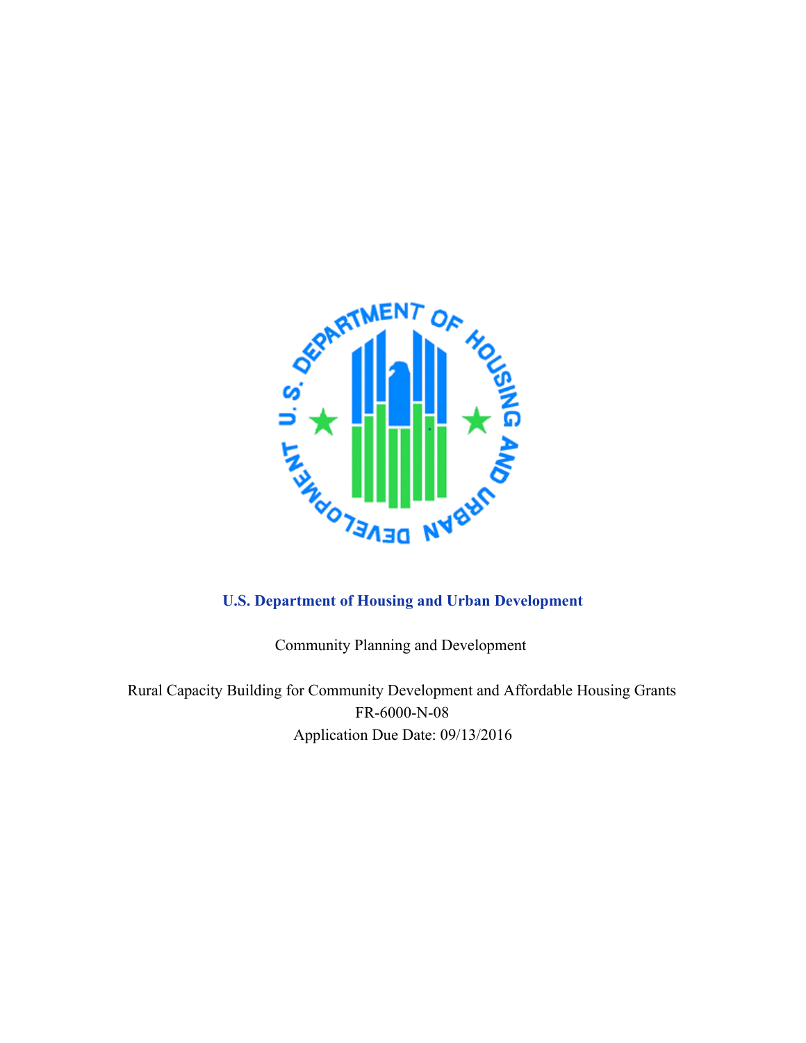**U.S. Department of Housing and Urban Development**

Community Planning and Development

Rural Capacity Building for Community Development and Affordable Housing Grants

FR-6000-N-08

Application Due Date: 09/13/2016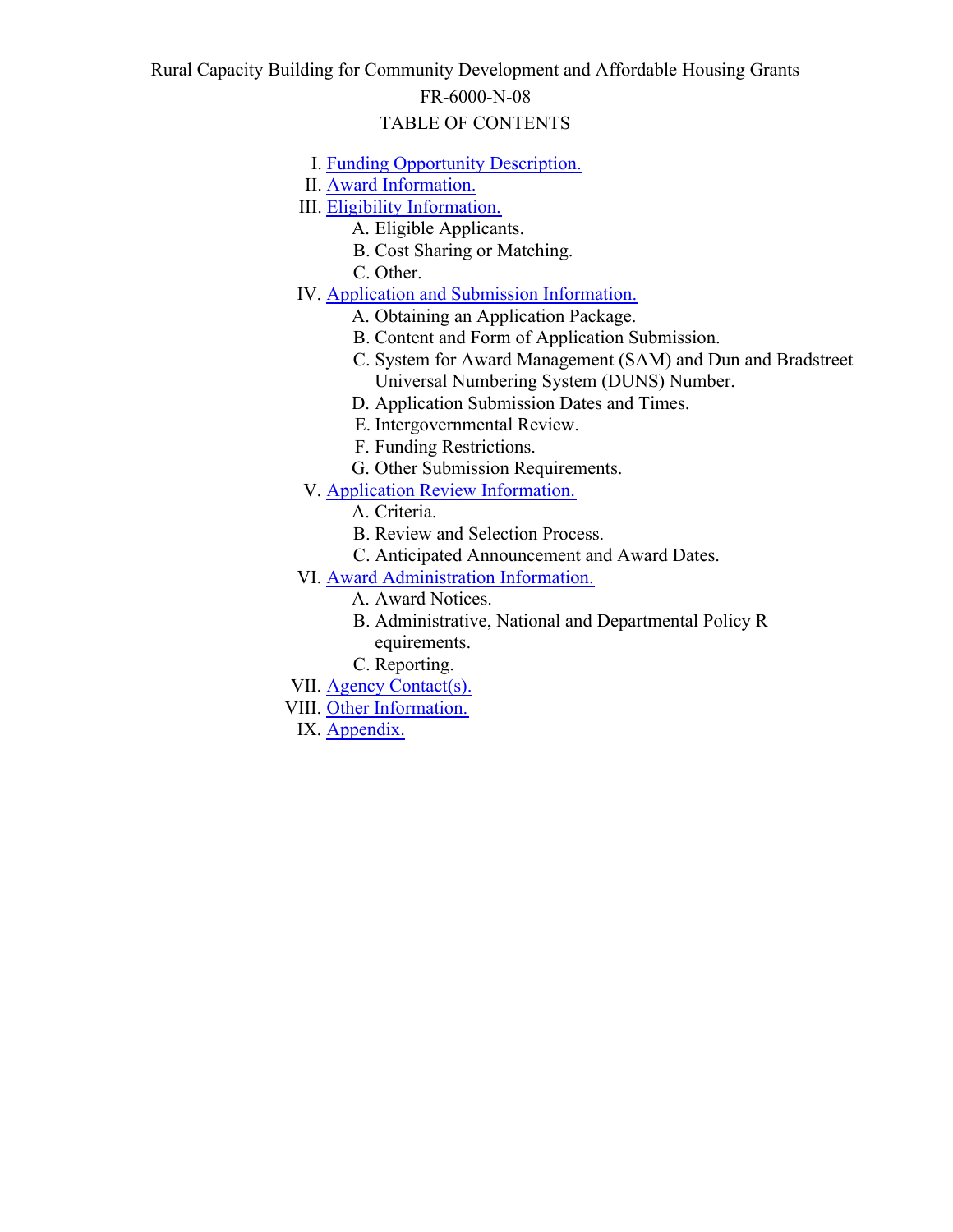Rural Capacity Building for Community Development and Affordable Housing Grants

FR-6000-N-08

TABLE OF CONTENTS

I. Funding Opportunity Description.

II. Award Information.

III. Eligibility Information.
   - A. Eligible Applicants.
   - B. Cost Sharing or Matching.
   - C. Other.

IV. Application and Submission Information.
   - A. Obtaining an Application Package.
   - B. Content and Form of Application Submission.
   - C. System for Award Management (SAM) and Dun and Bradstreet Universal Numbering System (DUNS) Number.
   - D. Application Submission Dates and Times.
   - E. Intergovernmental Review.
   - F. Funding Restrictions.
   - G. Other Submission Requirements.

V. Application Review Information.
   - A. Criteria.
   - B. Review and Selection Process.
   - C. Anticipated Announcement and Award Dates.

VI. Award Administration Information.
   - A. Award Notices.
   - B. Administrative, National and Departmental Policy R equirements.
   - C. Reporting.

VII. Agency Contact(s).

VIII. Other Information.

IX. Appendix.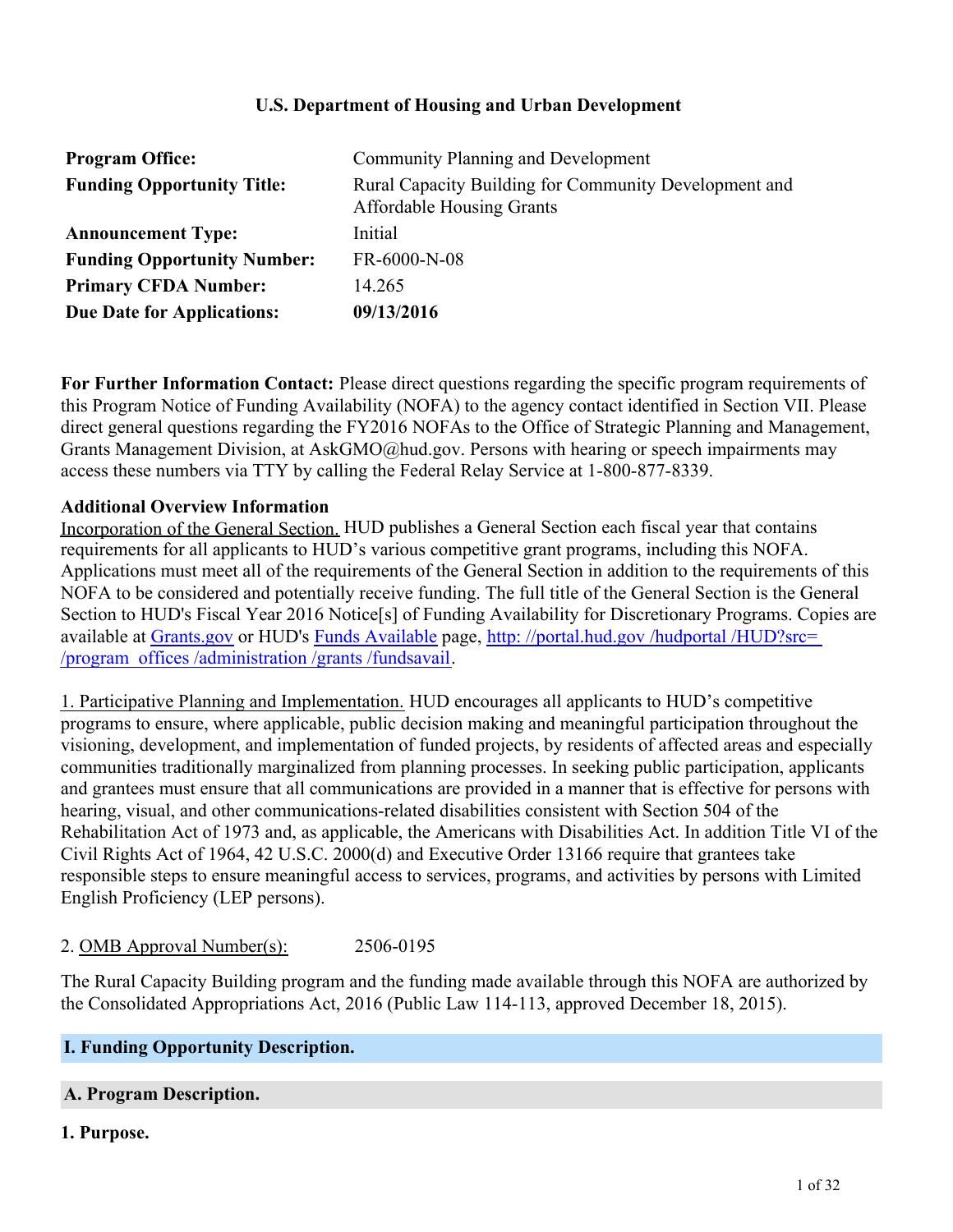**U.S. Department of Housing and Urban Development**

| | |
|---|---|
| **Program Office:** | Community Planning and Development |
| **Funding Opportunity Title:** | Rural Capacity Building for Community Development and Affordable Housing Grants |
| **Announcement Type:** | Initial |
| **Funding Opportunity Number:** | FR-6000-N-08 |
| **Primary CFDA Number:** | 14.265 |
| **Due Date for Applications:** | **09/13/2016** |

**For Further Information Contact:** Please direct questions regarding the specific program requirements of this Program Notice of Funding Availability (NOFA) to the agency contact identified in Section VII. Please direct general questions regarding the FY2016 NOFAs to the Office of Strategic Planning and Management, Grants Management Division, at AskGMO@hud.gov. Persons with hearing or speech impairments may access these numbers via TTY by calling the Federal Relay Service at 1-800-877-8339.

**Additional Overview Information**

Incorporation of the General Section. HUD publishes a General Section each fiscal year that contains requirements for all applicants to HUD's various competitive grant programs, including this NOFA. Applications must meet all of the requirements of the General Section in addition to the requirements of this NOFA to be considered and potentially receive funding. The full title of the General Section is the General Section to HUD's Fiscal Year 2016 Notice[s] of Funding Availability for Discretionary Programs. Copies are available at [Grants.gov](Grants.gov) or HUD's [Funds Available](Funds Available) page, [http: //portal.hud.gov /hudportal /HUD?src= /program_offices /administration /grants /fundsavail](http://portal.hud.gov/hudportal/HUD?src=/program_offices/administration/grants/fundsavail).

1. Participative Planning and Implementation. HUD encourages all applicants to HUD's competitive programs to ensure, where applicable, public decision making and meaningful participation throughout the visioning, development, and implementation of funded projects, by residents of affected areas and especially communities traditionally marginalized from planning processes. In seeking public participation, applicants and grantees must ensure that all communications are provided in a manner that is effective for persons with hearing, visual, and other communications-related disabilities consistent with Section 504 of the Rehabilitation Act of 1973 and, as applicable, the Americans with Disabilities Act. In addition Title VI of the Civil Rights Act of 1964, 42 U.S.C. 2000(d) and Executive Order 13166 require that grantees take responsible steps to ensure meaningful access to services, programs, and activities by persons with Limited English Proficiency (LEP persons).

2. OMB Approval Number(s): 2506-0195

The Rural Capacity Building program and the funding made available through this NOFA are authorized by the Consolidated Appropriations Act, 2016 (Public Law 114-113, approved December 18, 2015).

## I. Funding Opportunity Description.

### A. Program Description.

**1. Purpose.**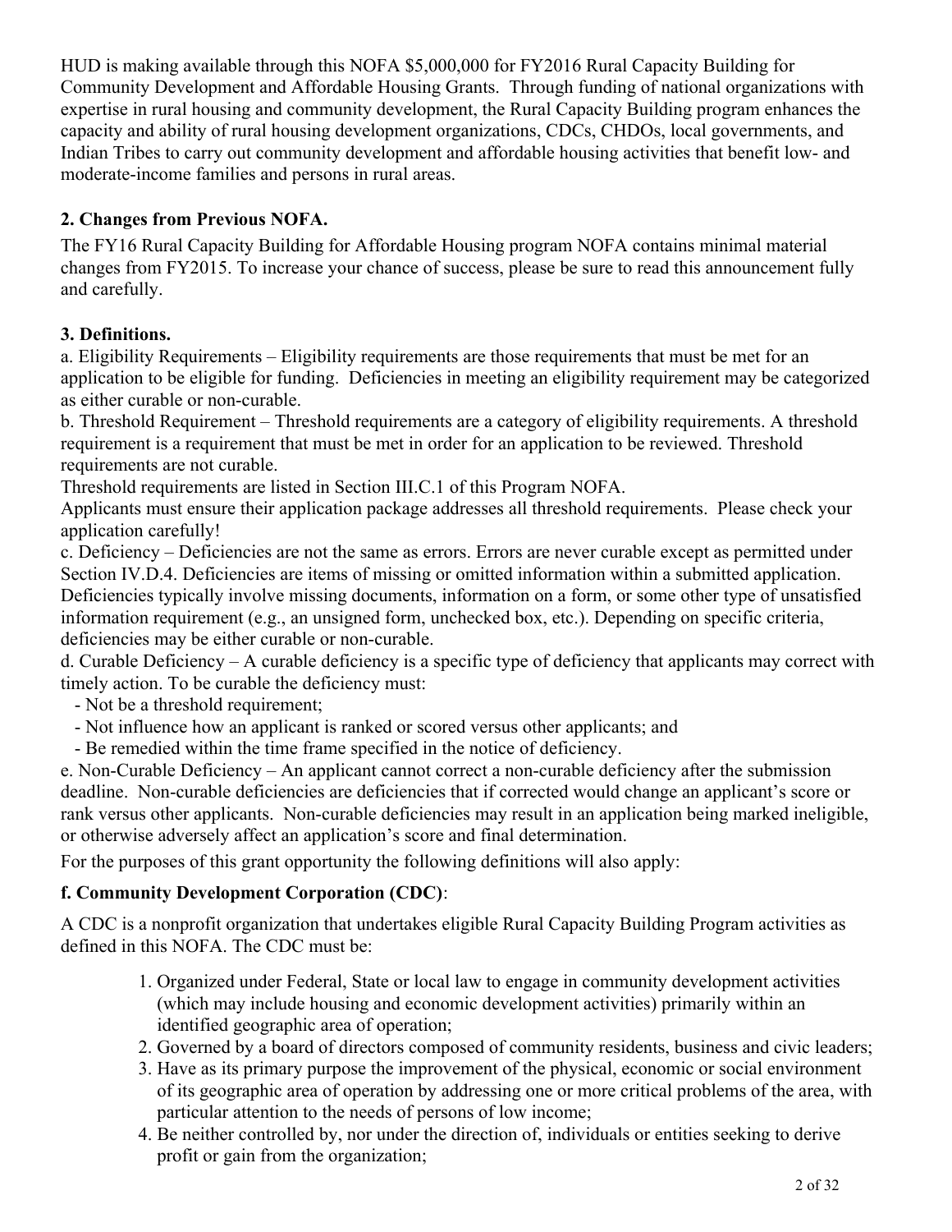HUD is making available through this NOFA $5,000,000 for FY2016 Rural Capacity Building for Community Development and Affordable Housing Grants. Through funding of national organizations with expertise in rural housing and community development, the Rural Capacity Building program enhances the capacity and ability of rural housing development organizations, CDCs, CHDOs, local governments, and Indian Tribes to carry out community development and affordable housing activities that benefit low- and moderate-income families and persons in rural areas.

**2. Changes from Previous NOFA.**

The FY16 Rural Capacity Building for Affordable Housing program NOFA contains minimal material changes from FY2015. To increase your chance of success, please be sure to read this announcement fully and carefully.

**3. Definitions.**

a. Eligibility Requirements – Eligibility requirements are those requirements that must be met for an application to be eligible for funding. Deficiencies in meeting an eligibility requirement may be categorized as either curable or non-curable.

b. Threshold Requirement – Threshold requirements are a category of eligibility requirements. A threshold requirement is a requirement that must be met in order for an application to be reviewed. Threshold requirements are not curable.

Threshold requirements are listed in Section III.C.1 of this Program NOFA.

Applicants must ensure their application package addresses all threshold requirements. Please check your application carefully!

c. Deficiency – Deficiencies are not the same as errors. Errors are never curable except as permitted under Section IV.D.4. Deficiencies are items of missing or omitted information within a submitted application. Deficiencies typically involve missing documents, information on a form, or some other type of unsatisfied information requirement (e.g., an unsigned form, unchecked box, etc.). Depending on specific criteria, deficiencies may be either curable or non-curable.

d. Curable Deficiency – A curable deficiency is a specific type of deficiency that applicants may correct with timely action. To be curable the deficiency must:

- Not be a threshold requirement;
- Not influence how an applicant is ranked or scored versus other applicants; and
- Be remedied within the time frame specified in the notice of deficiency.

e. Non-Curable Deficiency – An applicant cannot correct a non-curable deficiency after the submission deadline. Non-curable deficiencies are deficiencies that if corrected would change an applicant's score or rank versus other applicants. Non-curable deficiencies may result in an application being marked ineligible, or otherwise adversely affect an application's score and final determination.

For the purposes of this grant opportunity the following definitions will also apply:

**f. Community Development Corporation (CDC)**:

A CDC is a nonprofit organization that undertakes eligible Rural Capacity Building Program activities as defined in this NOFA. The CDC must be:

1. Organized under Federal, State or local law to engage in community development activities (which may include housing and economic development activities) primarily within an identified geographic area of operation;
2. Governed by a board of directors composed of community residents, business and civic leaders;
3. Have as its primary purpose the improvement of the physical, economic or social environment of its geographic area of operation by addressing one or more critical problems of the area, with particular attention to the needs of persons of low income;
4. Be neither controlled by, nor under the direction of, individuals or entities seeking to derive profit or gain from the organization;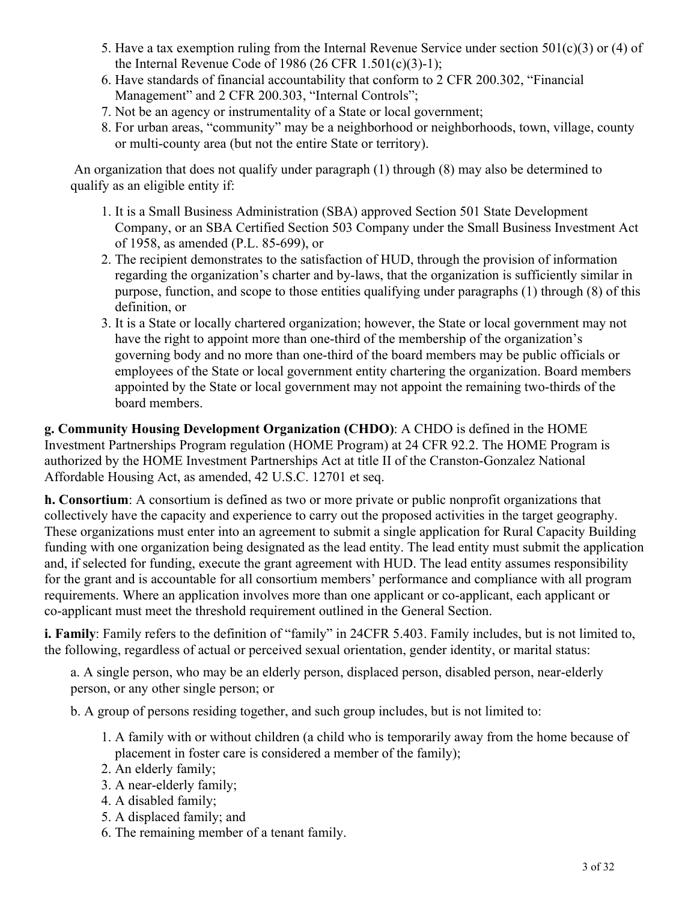5. Have a tax exemption ruling from the Internal Revenue Service under section 501(c)(3) or (4) of the Internal Revenue Code of 1986 (26 CFR 1.501(c)(3)-1);
6. Have standards of financial accountability that conform to 2 CFR 200.302, "Financial Management" and 2 CFR 200.303, "Internal Controls";
7. Not be an agency or instrumentality of a State or local government;
8. For urban areas, "community" may be a neighborhood or neighborhoods, town, village, county or multi-county area (but not the entire State or territory).

An organization that does not qualify under paragraph (1) through (8) may also be determined to qualify as an eligible entity if:

1. It is a Small Business Administration (SBA) approved Section 501 State Development Company, or an SBA Certified Section 503 Company under the Small Business Investment Act of 1958, as amended (P.L. 85-699), or
2. The recipient demonstrates to the satisfaction of HUD, through the provision of information regarding the organization's charter and by-laws, that the organization is sufficiently similar in purpose, function, and scope to those entities qualifying under paragraphs (1) through (8) of this definition, or
3. It is a State or locally chartered organization; however, the State or local government may not have the right to appoint more than one-third of the membership of the organization's governing body and no more than one-third of the board members may be public officials or employees of the State or local government entity chartering the organization. Board members appointed by the State or local government may not appoint the remaining two-thirds of the board members.

**g. Community Housing Development Organization (CHDO)**: A CHDO is defined in the HOME Investment Partnerships Program regulation (HOME Program) at 24 CFR 92.2. The HOME Program is authorized by the HOME Investment Partnerships Act at title II of the Cranston-Gonzalez National Affordable Housing Act, as amended, 42 U.S.C. 12701 et seq.

**h. Consortium**: A consortium is defined as two or more private or public nonprofit organizations that collectively have the capacity and experience to carry out the proposed activities in the target geography. These organizations must enter into an agreement to submit a single application for Rural Capacity Building funding with one organization being designated as the lead entity. The lead entity must submit the application and, if selected for funding, execute the grant agreement with HUD. The lead entity assumes responsibility for the grant and is accountable for all consortium members' performance and compliance with all program requirements. Where an application involves more than one applicant or co-applicant, each applicant or co-applicant must meet the threshold requirement outlined in the General Section.

**i. Family**: Family refers to the definition of "family" in 24CFR 5.403. Family includes, but is not limited to, the following, regardless of actual or perceived sexual orientation, gender identity, or marital status:

a. A single person, who may be an elderly person, displaced person, disabled person, near-elderly person, or any other single person; or

b. A group of persons residing together, and such group includes, but is not limited to:

1. A family with or without children (a child who is temporarily away from the home because of placement in foster care is considered a member of the family);
2. An elderly family;
3. A near-elderly family;
4. A disabled family;
5. A displaced family; and
6. The remaining member of a tenant family.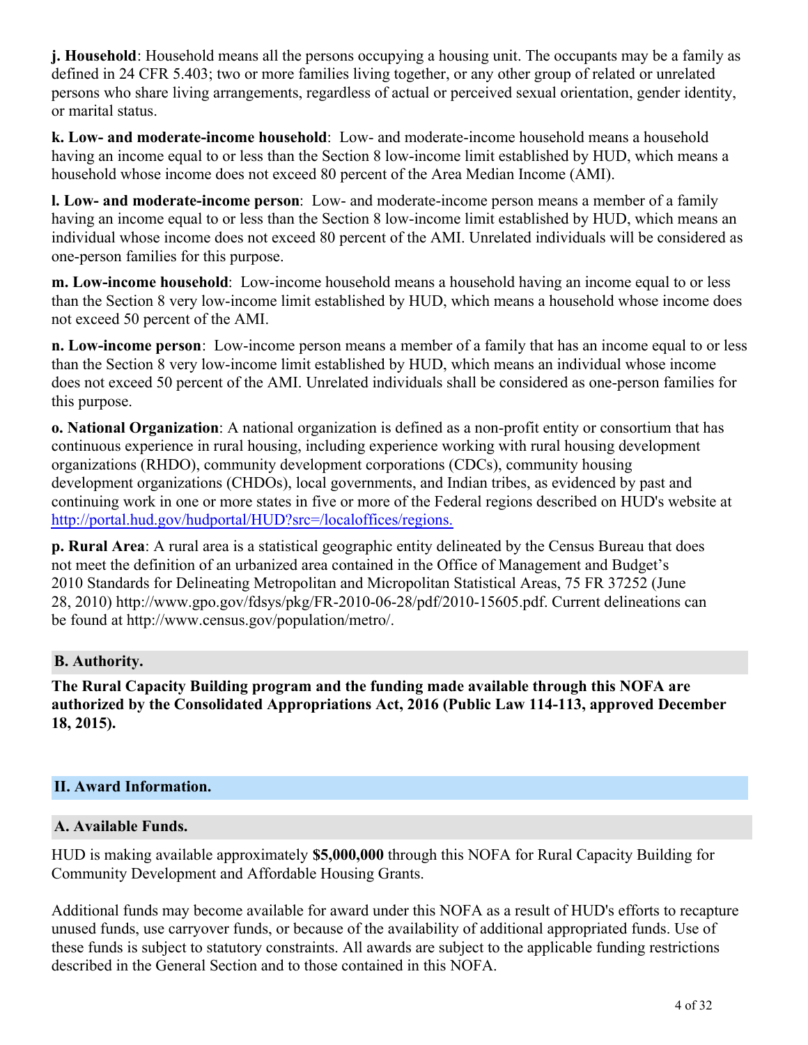**j. Household**: Household means all the persons occupying a housing unit. The occupants may be a family as defined in 24 CFR 5.403; two or more families living together, or any other group of related or unrelated persons who share living arrangements, regardless of actual or perceived sexual orientation, gender identity, or marital status.

**k. Low- and moderate-income household**: Low- and moderate-income household means a household having an income equal to or less than the Section 8 low-income limit established by HUD, which means a household whose income does not exceed 80 percent of the Area Median Income (AMI).

**l. Low- and moderate-income person**: Low- and moderate-income person means a member of a family having an income equal to or less than the Section 8 low-income limit established by HUD, which means an individual whose income does not exceed 80 percent of the AMI. Unrelated individuals will be considered as one-person families for this purpose.

**m. Low-income household**: Low-income household means a household having an income equal to or less than the Section 8 very low-income limit established by HUD, which means a household whose income does not exceed 50 percent of the AMI.

**n. Low-income person**: Low-income person means a member of a family that has an income equal to or less than the Section 8 very low-income limit established by HUD, which means an individual whose income does not exceed 50 percent of the AMI. Unrelated individuals shall be considered as one-person families for this purpose.

**o. National Organization**: A national organization is defined as a non-profit entity or consortium that has continuous experience in rural housing, including experience working with rural housing development organizations (RHDO), community development corporations (CDCs), community housing development organizations (CHDOs), local governments, and Indian tribes, as evidenced by past and continuing work in one or more states in five or more of the Federal regions described on HUD's website at http://portal.hud.gov/hudportal/HUD?src=/localoffices/regions.

**p. Rural Area**: A rural area is a statistical geographic entity delineated by the Census Bureau that does not meet the definition of an urbanized area contained in the Office of Management and Budget's 2010 Standards for Delineating Metropolitan and Micropolitan Statistical Areas, 75 FR 37252 (June 28, 2010) http://www.gpo.gov/fdsys/pkg/FR-2010-06-28/pdf/2010-15605.pdf. Current delineations can be found at http://www.census.gov/population/metro/.

### B. Authority.

**The Rural Capacity Building program and the funding made available through this NOFA are authorized by the Consolidated Appropriations Act, 2016 (Public Law 114-113, approved December 18, 2015).**

## II. Award Information.

### A. Available Funds.

HUD is making available approximately **$5,000,000** through this NOFA for Rural Capacity Building for Community Development and Affordable Housing Grants.

Additional funds may become available for award under this NOFA as a result of HUD's efforts to recapture unused funds, use carryover funds, or because of the availability of additional appropriated funds. Use of these funds is subject to statutory constraints. All awards are subject to the applicable funding restrictions described in the General Section and to those contained in this NOFA.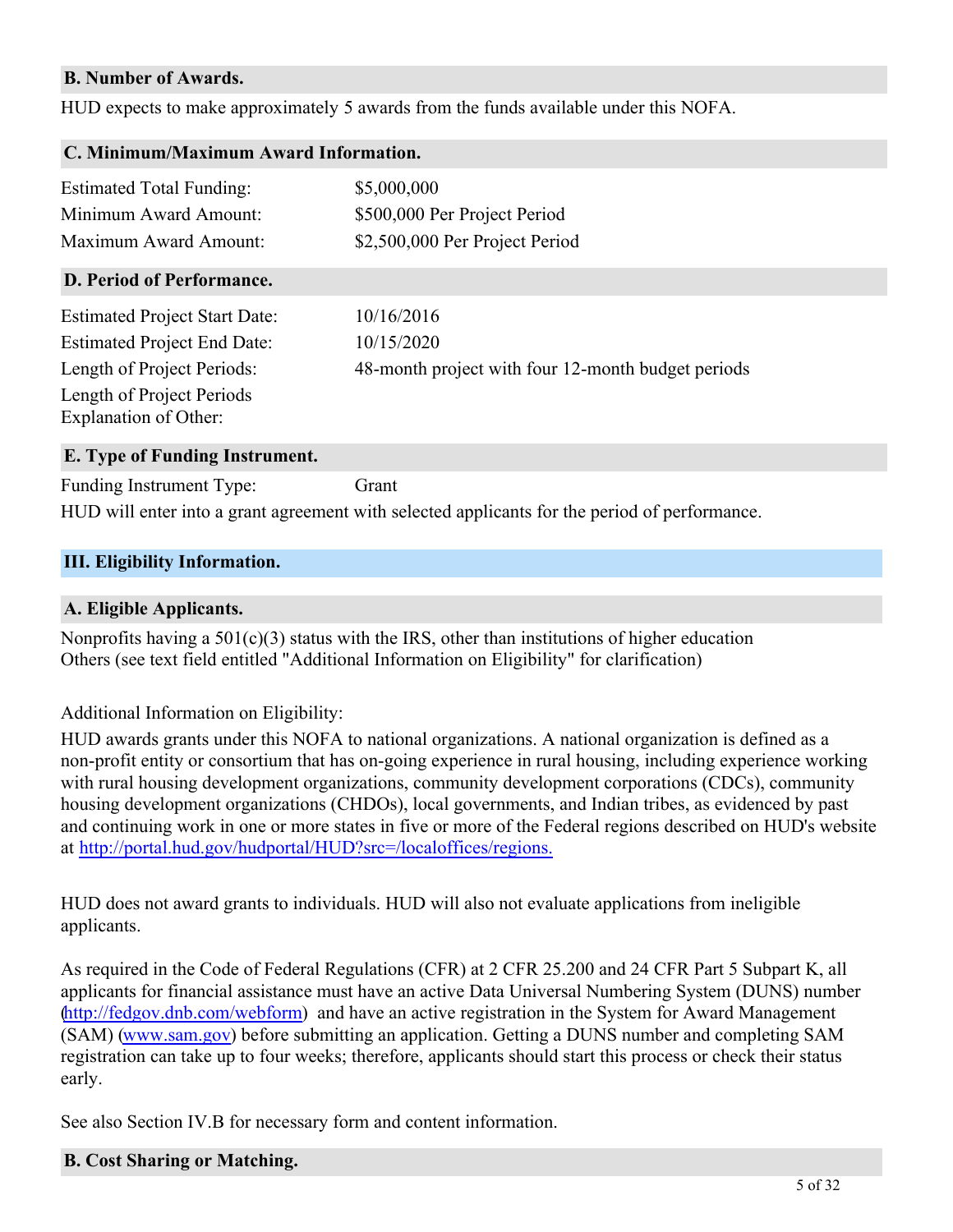### B. Number of Awards.

HUD expects to make approximately 5 awards from the funds available under this NOFA.

### C. Minimum/Maximum Award Information.

| | |
|---|---|
| Estimated Total Funding: | $5,000,000 |
| Minimum Award Amount: | $500,000 Per Project Period |
| Maximum Award Amount: | $2,500,000 Per Project Period |

### D. Period of Performance.

| | |
|---|---|
| Estimated Project Start Date: | 10/16/2016 |
| Estimated Project End Date: | 10/15/2020 |
| Length of Project Periods: | 48-month project with four 12-month budget periods |
| Length of Project Periods Explanation of Other: | |

### E. Type of Funding Instrument.

Funding Instrument Type: Grant

HUD will enter into a grant agreement with selected applicants for the period of performance.

## III. Eligibility Information.

### A. Eligible Applicants.

Nonprofits having a 501(c)(3) status with the IRS, other than institutions of higher education
Others (see text field entitled "Additional Information on Eligibility" for clarification)

Additional Information on Eligibility:

HUD awards grants under this NOFA to national organizations. A national organization is defined as a non-profit entity or consortium that has on-going experience in rural housing, including experience working with rural housing development organizations, community development corporations (CDCs), community housing development organizations (CHDOs), local governments, and Indian tribes, as evidenced by past and continuing work in one or more states in five or more of the Federal regions described on HUD's website at [http://portal.hud.gov/hudportal/HUD?src=/localoffices/regions.](http://portal.hud.gov/hudportal/HUD?src=/localoffices/regions)

HUD does not award grants to individuals. HUD will also not evaluate applications from ineligible applicants.

As required in the Code of Federal Regulations (CFR) at 2 CFR 25.200 and 24 CFR Part 5 Subpart K, all applicants for financial assistance must have an active Data Universal Numbering System (DUNS) number ([http://fedgov.dnb.com/webform](http://fedgov.dnb.com/webform)) and have an active registration in the System for Award Management (SAM) ([www.sam.gov](http://www.sam.gov)) before submitting an application. Getting a DUNS number and completing SAM registration can take up to four weeks; therefore, applicants should start this process or check their status early.

See also Section IV.B for necessary form and content information.

### B. Cost Sharing or Matching.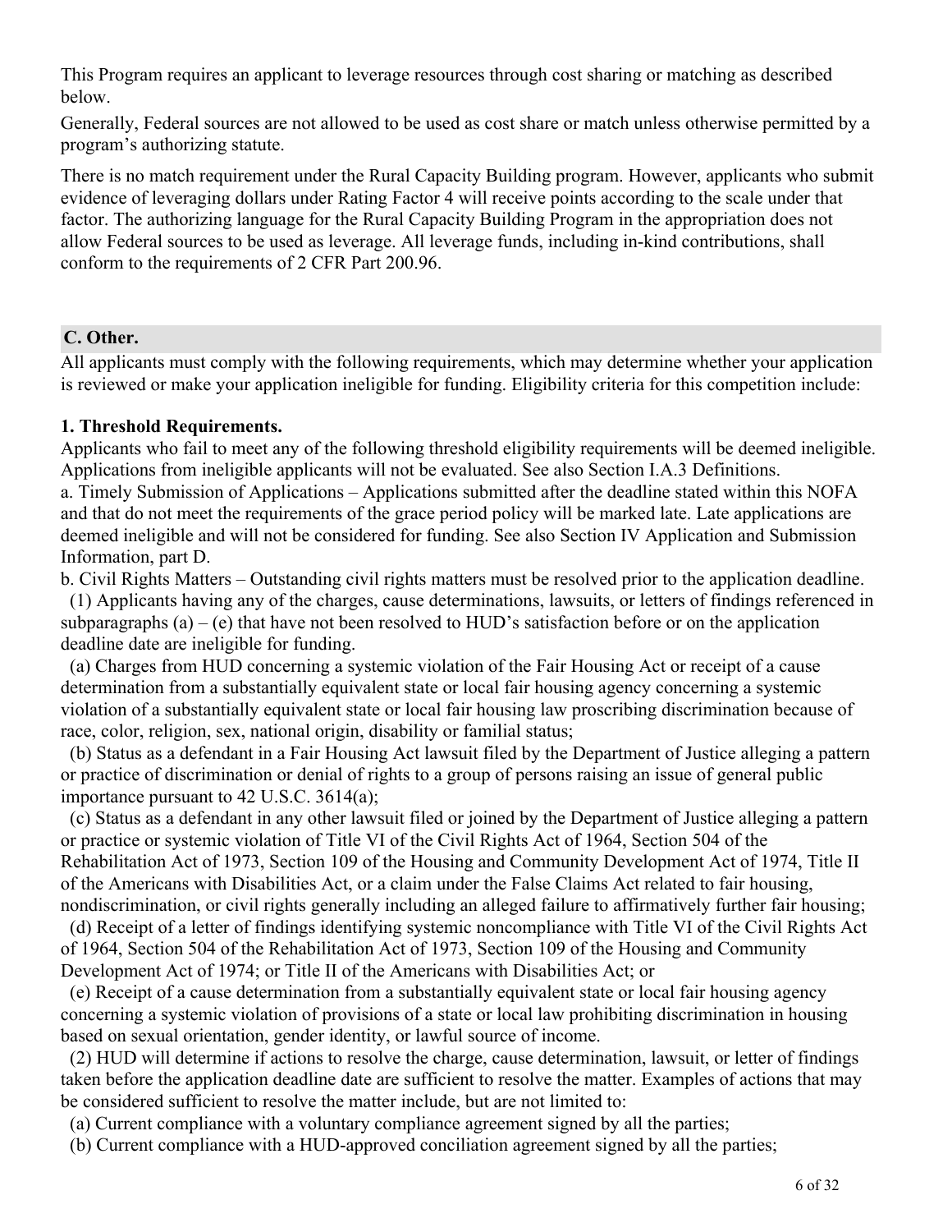This Program requires an applicant to leverage resources through cost sharing or matching as described below.

Generally, Federal sources are not allowed to be used as cost share or match unless otherwise permitted by a program's authorizing statute.

There is no match requirement under the Rural Capacity Building program. However, applicants who submit evidence of leveraging dollars under Rating Factor 4 will receive points according to the scale under that factor. The authorizing language for the Rural Capacity Building Program in the appropriation does not allow Federal sources to be used as leverage. All leverage funds, including in-kind contributions, shall conform to the requirements of 2 CFR Part 200.96.

## C. Other.

All applicants must comply with the following requirements, which may determine whether your application is reviewed or make your application ineligible for funding. Eligibility criteria for this competition include:

**1. Threshold Requirements.**

Applicants who fail to meet any of the following threshold eligibility requirements will be deemed ineligible. Applications from ineligible applicants will not be evaluated. See also Section I.A.3 Definitions.

a. Timely Submission of Applications – Applications submitted after the deadline stated within this NOFA and that do not meet the requirements of the grace period policy will be marked late. Late applications are deemed ineligible and will not be considered for funding. See also Section IV Application and Submission Information, part D.

b. Civil Rights Matters – Outstanding civil rights matters must be resolved prior to the application deadline.

(1) Applicants having any of the charges, cause determinations, lawsuits, or letters of findings referenced in subparagraphs (a) – (e) that have not been resolved to HUD's satisfaction before or on the application deadline date are ineligible for funding.

(a) Charges from HUD concerning a systemic violation of the Fair Housing Act or receipt of a cause determination from a substantially equivalent state or local fair housing agency concerning a systemic violation of a substantially equivalent state or local fair housing law proscribing discrimination because of race, color, religion, sex, national origin, disability or familial status;

(b) Status as a defendant in a Fair Housing Act lawsuit filed by the Department of Justice alleging a pattern or practice of discrimination or denial of rights to a group of persons raising an issue of general public importance pursuant to 42 U.S.C. 3614(a);

(c) Status as a defendant in any other lawsuit filed or joined by the Department of Justice alleging a pattern or practice or systemic violation of Title VI of the Civil Rights Act of 1964, Section 504 of the Rehabilitation Act of 1973, Section 109 of the Housing and Community Development Act of 1974, Title II of the Americans with Disabilities Act, or a claim under the False Claims Act related to fair housing, nondiscrimination, or civil rights generally including an alleged failure to affirmatively further fair housing;

(d) Receipt of a letter of findings identifying systemic noncompliance with Title VI of the Civil Rights Act of 1964, Section 504 of the Rehabilitation Act of 1973, Section 109 of the Housing and Community Development Act of 1974; or Title II of the Americans with Disabilities Act; or

(e) Receipt of a cause determination from a substantially equivalent state or local fair housing agency concerning a systemic violation of provisions of a state or local law prohibiting discrimination in housing based on sexual orientation, gender identity, or lawful source of income.

(2) HUD will determine if actions to resolve the charge, cause determination, lawsuit, or letter of findings taken before the application deadline date are sufficient to resolve the matter. Examples of actions that may be considered sufficient to resolve the matter include, but are not limited to:

(a) Current compliance with a voluntary compliance agreement signed by all the parties;

(b) Current compliance with a HUD-approved conciliation agreement signed by all the parties;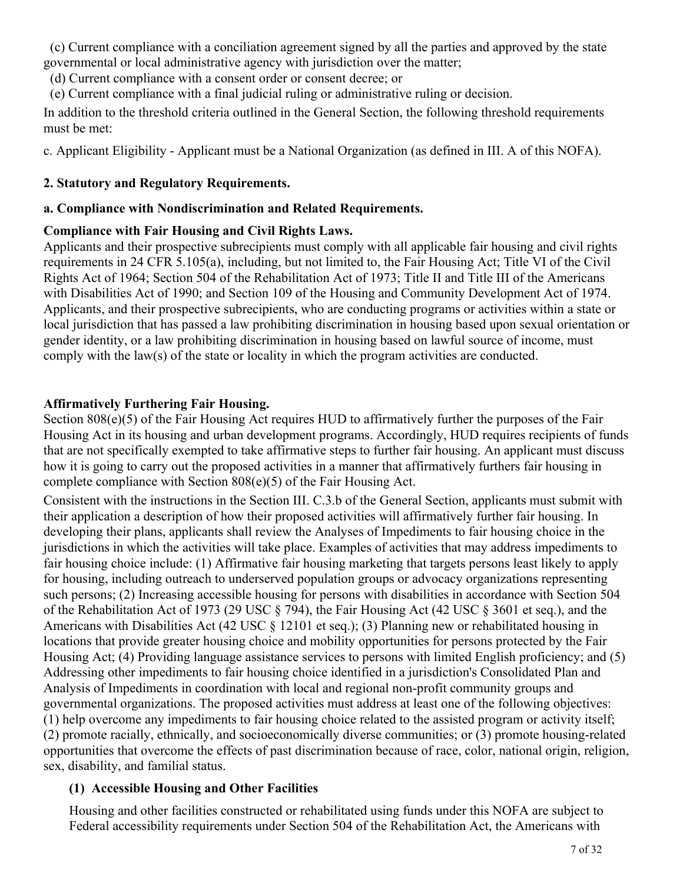(c) Current compliance with a conciliation agreement signed by all the parties and approved by the state governmental or local administrative agency with jurisdiction over the matter;

(d) Current compliance with a consent order or consent decree; or

(e) Current compliance with a final judicial ruling or administrative ruling or decision.

In addition to the threshold criteria outlined in the General Section, the following threshold requirements must be met:

c. Applicant Eligibility - Applicant must be a National Organization (as defined in III. A of this NOFA).

**2. Statutory and Regulatory Requirements.**

**a. Compliance with Nondiscrimination and Related Requirements.**

**Compliance with Fair Housing and Civil Rights Laws.**

Applicants and their prospective subrecipients must comply with all applicable fair housing and civil rights requirements in 24 CFR 5.105(a), including, but not limited to, the Fair Housing Act; Title VI of the Civil Rights Act of 1964; Section 504 of the Rehabilitation Act of 1973; Title II and Title III of the Americans with Disabilities Act of 1990; and Section 109 of the Housing and Community Development Act of 1974. Applicants, and their prospective subrecipients, who are conducting programs or activities within a state or local jurisdiction that has passed a law prohibiting discrimination in housing based upon sexual orientation or gender identity, or a law prohibiting discrimination in housing based on lawful source of income, must comply with the law(s) of the state or locality in which the program activities are conducted.

**Affirmatively Furthering Fair Housing.**

Section 808(e)(5) of the Fair Housing Act requires HUD to affirmatively further the purposes of the Fair Housing Act in its housing and urban development programs. Accordingly, HUD requires recipients of funds that are not specifically exempted to take affirmative steps to further fair housing. An applicant must discuss how it is going to carry out the proposed activities in a manner that affirmatively furthers fair housing in complete compliance with Section 808(e)(5) of the Fair Housing Act.

Consistent with the instructions in the Section III. C.3.b of the General Section, applicants must submit with their application a description of how their proposed activities will affirmatively further fair housing. In developing their plans, applicants shall review the Analyses of Impediments to fair housing choice in the jurisdictions in which the activities will take place. Examples of activities that may address impediments to fair housing choice include: (1) Affirmative fair housing marketing that targets persons least likely to apply for housing, including outreach to underserved population groups or advocacy organizations representing such persons; (2) Increasing accessible housing for persons with disabilities in accordance with Section 504 of the Rehabilitation Act of 1973 (29 USC § 794), the Fair Housing Act (42 USC § 3601 et seq.), and the Americans with Disabilities Act (42 USC § 12101 et seq.); (3) Planning new or rehabilitated housing in locations that provide greater housing choice and mobility opportunities for persons protected by the Fair Housing Act; (4) Providing language assistance services to persons with limited English proficiency; and (5) Addressing other impediments to fair housing choice identified in a jurisdiction's Consolidated Plan and Analysis of Impediments in coordination with local and regional non-profit community groups and governmental organizations. The proposed activities must address at least one of the following objectives: (1) help overcome any impediments to fair housing choice related to the assisted program or activity itself; (2) promote racially, ethnically, and socioeconomically diverse communities; or (3) promote housing-related opportunities that overcome the effects of past discrimination because of race, color, national origin, religion, sex, disability, and familial status.

**(1) Accessible Housing and Other Facilities**

Housing and other facilities constructed or rehabilitated using funds under this NOFA are subject to Federal accessibility requirements under Section 504 of the Rehabilitation Act, the Americans with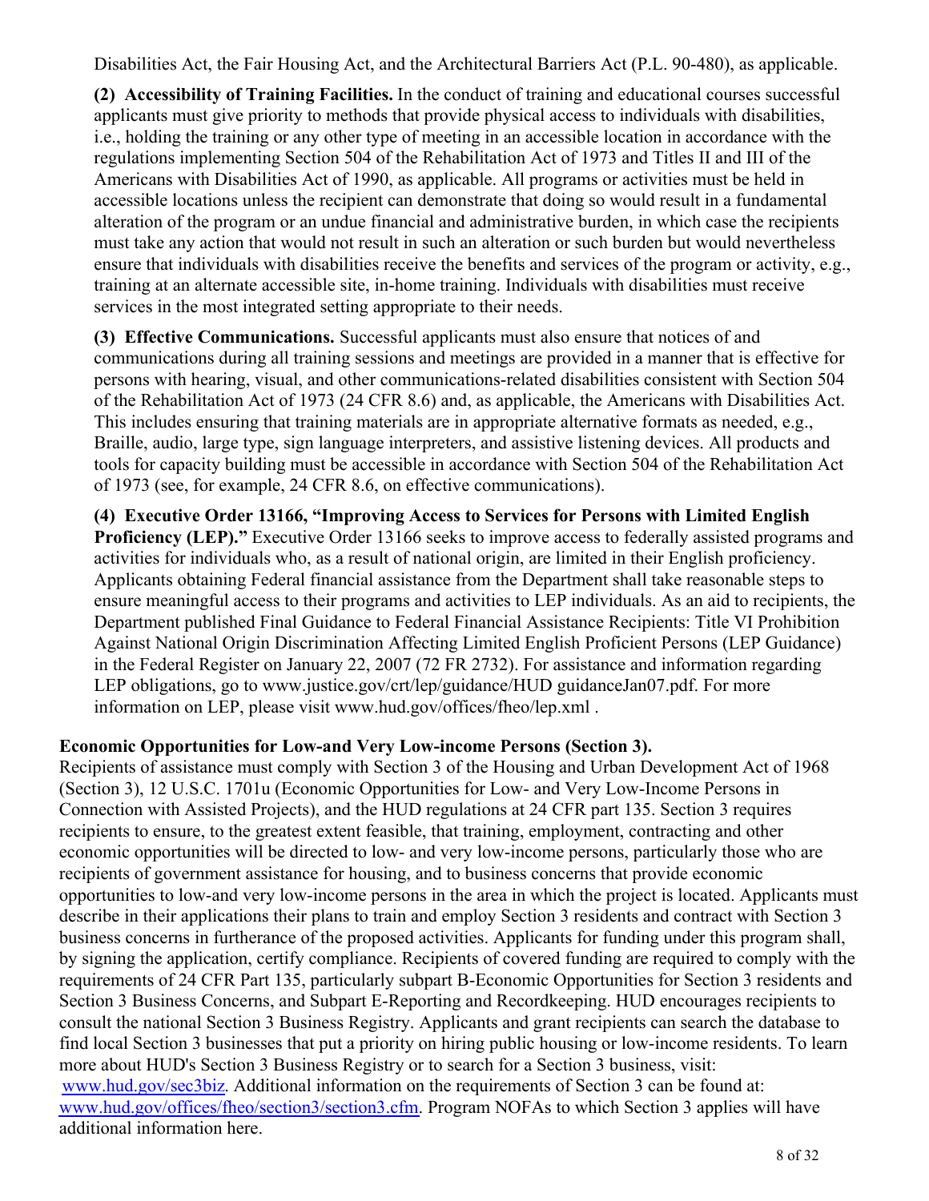Disabilities Act, the Fair Housing Act, and the Architectural Barriers Act (P.L. 90-480), as applicable.

**(2) Accessibility of Training Facilities.** In the conduct of training and educational courses successful applicants must give priority to methods that provide physical access to individuals with disabilities, i.e., holding the training or any other type of meeting in an accessible location in accordance with the regulations implementing Section 504 of the Rehabilitation Act of 1973 and Titles II and III of the Americans with Disabilities Act of 1990, as applicable. All programs or activities must be held in accessible locations unless the recipient can demonstrate that doing so would result in a fundamental alteration of the program or an undue financial and administrative burden, in which case the recipients must take any action that would not result in such an alteration or such burden but would nevertheless ensure that individuals with disabilities receive the benefits and services of the program or activity, e.g., training at an alternate accessible site, in-home training. Individuals with disabilities must receive services in the most integrated setting appropriate to their needs.

**(3) Effective Communications.** Successful applicants must also ensure that notices of and communications during all training sessions and meetings are provided in a manner that is effective for persons with hearing, visual, and other communications-related disabilities consistent with Section 504 of the Rehabilitation Act of 1973 (24 CFR 8.6) and, as applicable, the Americans with Disabilities Act. This includes ensuring that training materials are in appropriate alternative formats as needed, e.g., Braille, audio, large type, sign language interpreters, and assistive listening devices. All products and tools for capacity building must be accessible in accordance with Section 504 of the Rehabilitation Act of 1973 (see, for example, 24 CFR 8.6, on effective communications).

**(4) Executive Order 13166, "Improving Access to Services for Persons with Limited English Proficiency (LEP)."** Executive Order 13166 seeks to improve access to federally assisted programs and activities for individuals who, as a result of national origin, are limited in their English proficiency. Applicants obtaining Federal financial assistance from the Department shall take reasonable steps to ensure meaningful access to their programs and activities to LEP individuals. As an aid to recipients, the Department published Final Guidance to Federal Financial Assistance Recipients: Title VI Prohibition Against National Origin Discrimination Affecting Limited English Proficient Persons (LEP Guidance) in the Federal Register on January 22, 2007 (72 FR 2732). For assistance and information regarding LEP obligations, go to www.justice.gov/crt/lep/guidance/HUD guidanceJan07.pdf. For more information on LEP, please visit www.hud.gov/offices/fheo/lep.xml .

**Economic Opportunities for Low-and Very Low-income Persons (Section 3).**

Recipients of assistance must comply with Section 3 of the Housing and Urban Development Act of 1968 (Section 3), 12 U.S.C. 1701u (Economic Opportunities for Low- and Very Low-Income Persons in Connection with Assisted Projects), and the HUD regulations at 24 CFR part 135. Section 3 requires recipients to ensure, to the greatest extent feasible, that training, employment, contracting and other economic opportunities will be directed to low- and very low-income persons, particularly those who are recipients of government assistance for housing, and to business concerns that provide economic opportunities to low-and very low-income persons in the area in which the project is located. Applicants must describe in their applications their plans to train and employ Section 3 residents and contract with Section 3 business concerns in furtherance of the proposed activities. Applicants for funding under this program shall, by signing the application, certify compliance. Recipients of covered funding are required to comply with the requirements of 24 CFR Part 135, particularly subpart B-Economic Opportunities for Section 3 residents and Section 3 Business Concerns, and Subpart E-Reporting and Recordkeeping. HUD encourages recipients to consult the national Section 3 Business Registry. Applicants and grant recipients can search the database to find local Section 3 businesses that put a priority on hiring public housing or low-income residents. To learn more about HUD's Section 3 Business Registry or to search for a Section 3 business, visit: www.hud.gov/sec3biz. Additional information on the requirements of Section 3 can be found at: www.hud.gov/offices/fheo/section3/section3.cfm. Program NOFAs to which Section 3 applies will have additional information here.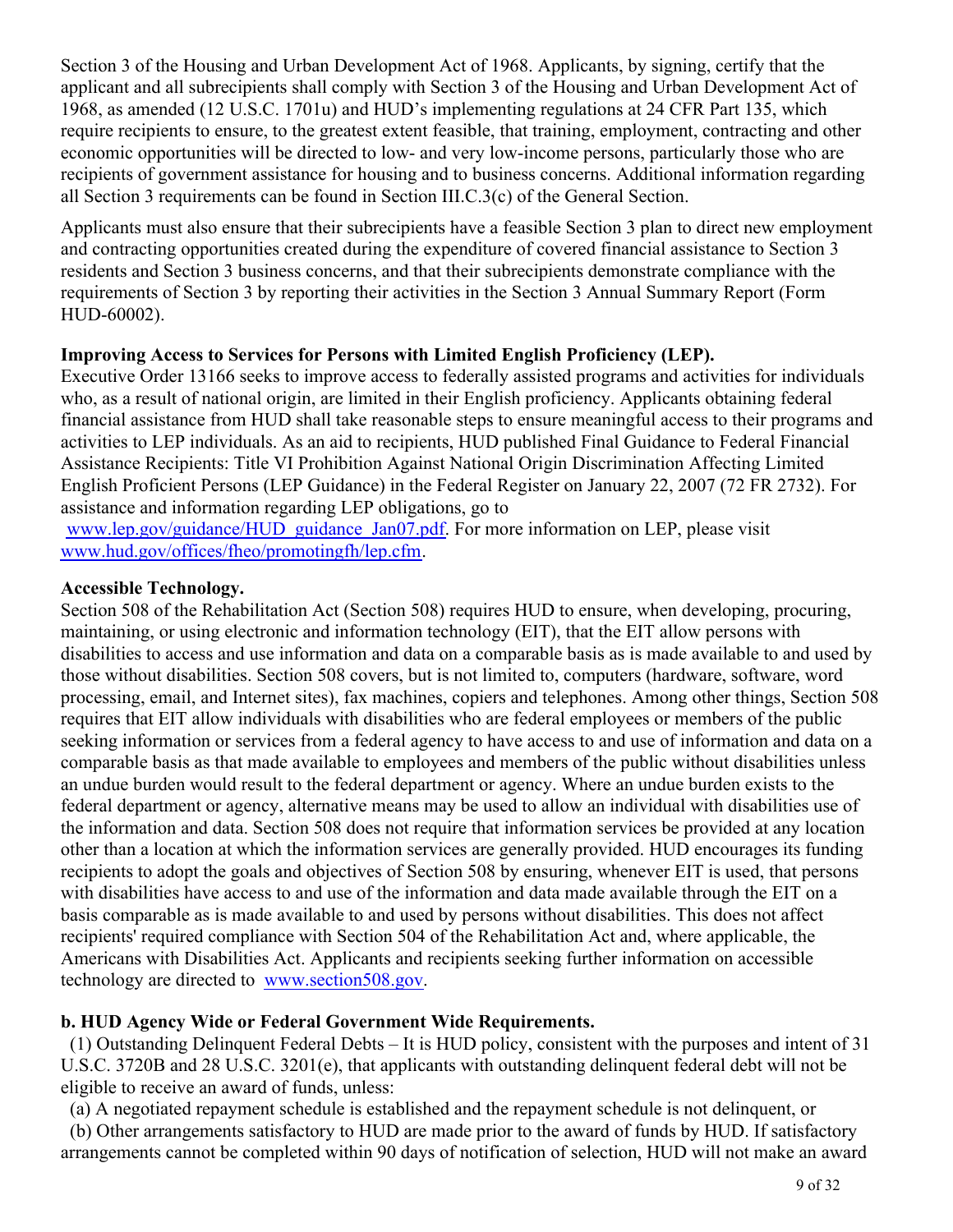Section 3 of the Housing and Urban Development Act of 1968. Applicants, by signing, certify that the applicant and all subrecipients shall comply with Section 3 of the Housing and Urban Development Act of 1968, as amended (12 U.S.C. 1701u) and HUD's implementing regulations at 24 CFR Part 135, which require recipients to ensure, to the greatest extent feasible, that training, employment, contracting and other economic opportunities will be directed to low- and very low-income persons, particularly those who are recipients of government assistance for housing and to business concerns. Additional information regarding all Section 3 requirements can be found in Section III.C.3(c) of the General Section.

Applicants must also ensure that their subrecipients have a feasible Section 3 plan to direct new employment and contracting opportunities created during the expenditure of covered financial assistance to Section 3 residents and Section 3 business concerns, and that their subrecipients demonstrate compliance with the requirements of Section 3 by reporting their activities in the Section 3 Annual Summary Report (Form HUD-60002).

**Improving Access to Services for Persons with Limited English Proficiency (LEP).**
Executive Order 13166 seeks to improve access to federally assisted programs and activities for individuals who, as a result of national origin, are limited in their English proficiency. Applicants obtaining federal financial assistance from HUD shall take reasonable steps to ensure meaningful access to their programs and activities to LEP individuals. As an aid to recipients, HUD published Final Guidance to Federal Financial Assistance Recipients: Title VI Prohibition Against National Origin Discrimination Affecting Limited English Proficient Persons (LEP Guidance) in the Federal Register on January 22, 2007 (72 FR 2732). For assistance and information regarding LEP obligations, go to www.lep.gov/guidance/HUD_guidance_Jan07.pdf. For more information on LEP, please visit www.hud.gov/offices/fheo/promotingfh/lep.cfm.

**Accessible Technology.**
Section 508 of the Rehabilitation Act (Section 508) requires HUD to ensure, when developing, procuring, maintaining, or using electronic and information technology (EIT), that the EIT allow persons with disabilities to access and use information and data on a comparable basis as is made available to and used by those without disabilities. Section 508 covers, but is not limited to, computers (hardware, software, word processing, email, and Internet sites), fax machines, copiers and telephones. Among other things, Section 508 requires that EIT allow individuals with disabilities who are federal employees or members of the public seeking information or services from a federal agency to have access to and use of information and data on a comparable basis as that made available to employees and members of the public without disabilities unless an undue burden would result to the federal department or agency. Where an undue burden exists to the federal department or agency, alternative means may be used to allow an individual with disabilities use of the information and data. Section 508 does not require that information services be provided at any location other than a location at which the information services are generally provided. HUD encourages its funding recipients to adopt the goals and objectives of Section 508 by ensuring, whenever EIT is used, that persons with disabilities have access to and use of the information and data made available through the EIT on a basis comparable as is made available to and used by persons without disabilities. This does not affect recipients' required compliance with Section 504 of the Rehabilitation Act and, where applicable, the Americans with Disabilities Act. Applicants and recipients seeking further information on accessible technology are directed to www.section508.gov.

**b. HUD Agency Wide or Federal Government Wide Requirements.**

(1) Outstanding Delinquent Federal Debts – It is HUD policy, consistent with the purposes and intent of 31 U.S.C. 3720B and 28 U.S.C. 3201(e), that applicants with outstanding delinquent federal debt will not be eligible to receive an award of funds, unless:

(a) A negotiated repayment schedule is established and the repayment schedule is not delinquent, or

(b) Other arrangements satisfactory to HUD are made prior to the award of funds by HUD. If satisfactory arrangements cannot be completed within 90 days of notification of selection, HUD will not make an award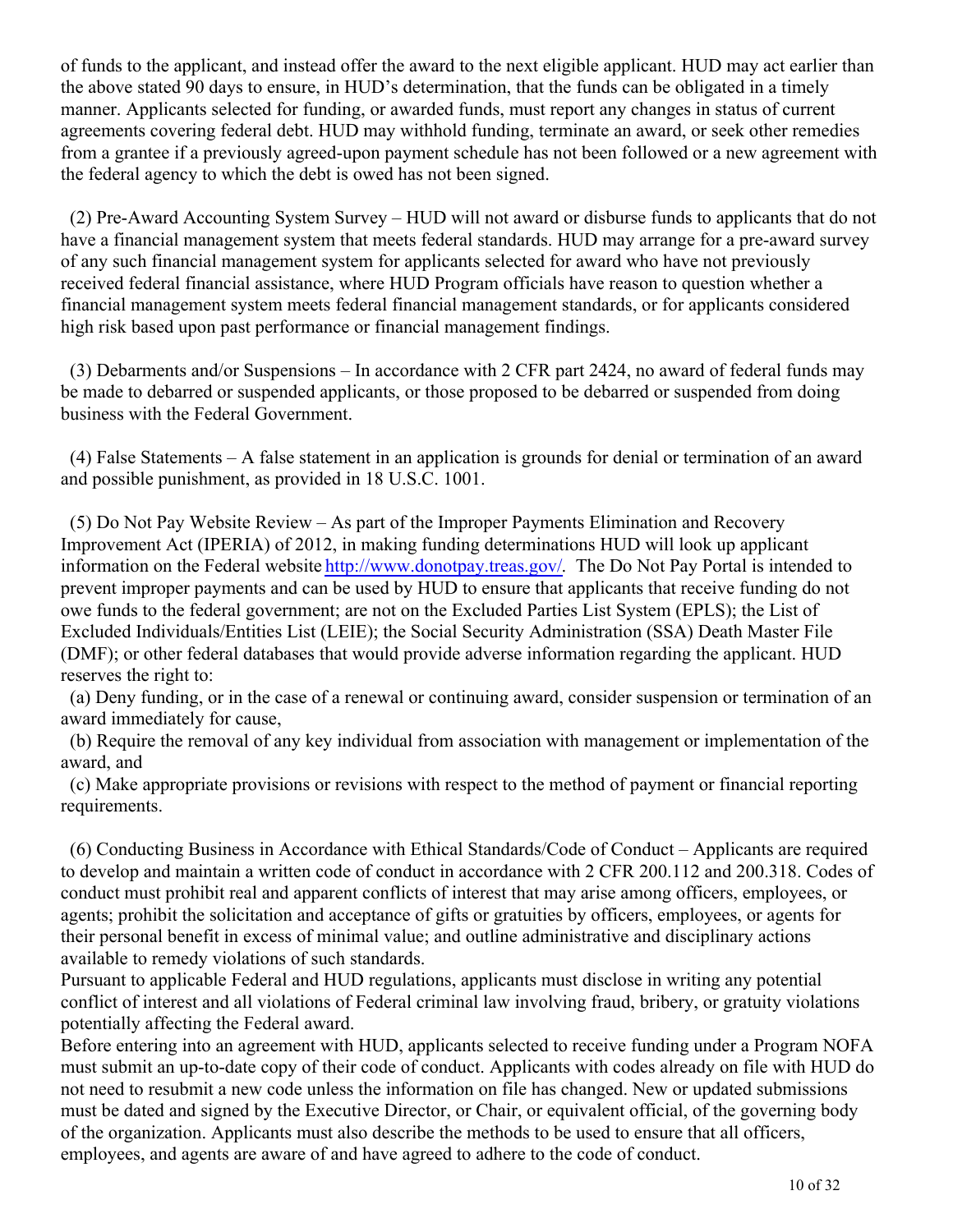of funds to the applicant, and instead offer the award to the next eligible applicant. HUD may act earlier than the above stated 90 days to ensure, in HUD's determination, that the funds can be obligated in a timely manner. Applicants selected for funding, or awarded funds, must report any changes in status of current agreements covering federal debt. HUD may withhold funding, terminate an award, or seek other remedies from a grantee if a previously agreed-upon payment schedule has not been followed or a new agreement with the federal agency to which the debt is owed has not been signed.

(2) Pre-Award Accounting System Survey – HUD will not award or disburse funds to applicants that do not have a financial management system that meets federal standards. HUD may arrange for a pre-award survey of any such financial management system for applicants selected for award who have not previously received federal financial assistance, where HUD Program officials have reason to question whether a financial management system meets federal financial management standards, or for applicants considered high risk based upon past performance or financial management findings.

(3) Debarments and/or Suspensions – In accordance with 2 CFR part 2424, no award of federal funds may be made to debarred or suspended applicants, or those proposed to be debarred or suspended from doing business with the Federal Government.

(4) False Statements – A false statement in an application is grounds for denial or termination of an award and possible punishment, as provided in 18 U.S.C. 1001.

(5) Do Not Pay Website Review – As part of the Improper Payments Elimination and Recovery Improvement Act (IPERIA) of 2012, in making funding determinations HUD will look up applicant information on the Federal website http://www.donotpay.treas.gov/. The Do Not Pay Portal is intended to prevent improper payments and can be used by HUD to ensure that applicants that receive funding do not owe funds to the federal government; are not on the Excluded Parties List System (EPLS); the List of Excluded Individuals/Entities List (LEIE); the Social Security Administration (SSA) Death Master File (DMF); or other federal databases that would provide adverse information regarding the applicant. HUD reserves the right to:

(a) Deny funding, or in the case of a renewal or continuing award, consider suspension or termination of an award immediately for cause,

(b) Require the removal of any key individual from association with management or implementation of the award, and

(c) Make appropriate provisions or revisions with respect to the method of payment or financial reporting requirements.

(6) Conducting Business in Accordance with Ethical Standards/Code of Conduct – Applicants are required to develop and maintain a written code of conduct in accordance with 2 CFR 200.112 and 200.318. Codes of conduct must prohibit real and apparent conflicts of interest that may arise among officers, employees, or agents; prohibit the solicitation and acceptance of gifts or gratuities by officers, employees, or agents for their personal benefit in excess of minimal value; and outline administrative and disciplinary actions available to remedy violations of such standards.

Pursuant to applicable Federal and HUD regulations, applicants must disclose in writing any potential conflict of interest and all violations of Federal criminal law involving fraud, bribery, or gratuity violations potentially affecting the Federal award.

Before entering into an agreement with HUD, applicants selected to receive funding under a Program NOFA must submit an up-to-date copy of their code of conduct. Applicants with codes already on file with HUD do not need to resubmit a new code unless the information on file has changed. New or updated submissions must be dated and signed by the Executive Director, or Chair, or equivalent official, of the governing body of the organization. Applicants must also describe the methods to be used to ensure that all officers, employees, and agents are aware of and have agreed to adhere to the code of conduct.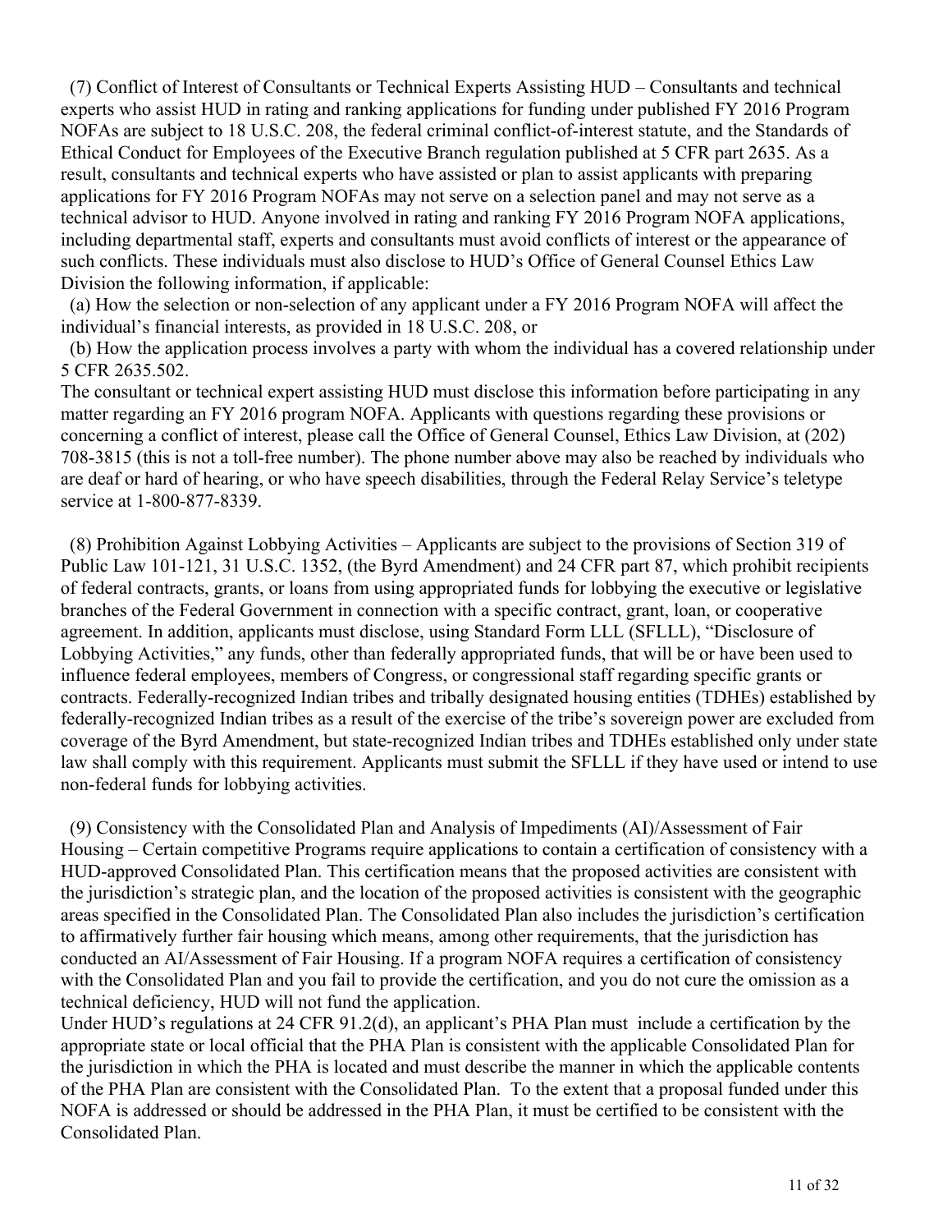(7) Conflict of Interest of Consultants or Technical Experts Assisting HUD – Consultants and technical experts who assist HUD in rating and ranking applications for funding under published FY 2016 Program NOFAs are subject to 18 U.S.C. 208, the federal criminal conflict-of-interest statute, and the Standards of Ethical Conduct for Employees of the Executive Branch regulation published at 5 CFR part 2635. As a result, consultants and technical experts who have assisted or plan to assist applicants with preparing applications for FY 2016 Program NOFAs may not serve on a selection panel and may not serve as a technical advisor to HUD. Anyone involved in rating and ranking FY 2016 Program NOFA applications, including departmental staff, experts and consultants must avoid conflicts of interest or the appearance of such conflicts. These individuals must also disclose to HUD's Office of General Counsel Ethics Law Division the following information, if applicable:

(a) How the selection or non-selection of any applicant under a FY 2016 Program NOFA will affect the individual's financial interests, as provided in 18 U.S.C. 208, or

(b) How the application process involves a party with whom the individual has a covered relationship under 5 CFR 2635.502.

The consultant or technical expert assisting HUD must disclose this information before participating in any matter regarding an FY 2016 program NOFA. Applicants with questions regarding these provisions or concerning a conflict of interest, please call the Office of General Counsel, Ethics Law Division, at (202) 708-3815 (this is not a toll-free number). The phone number above may also be reached by individuals who are deaf or hard of hearing, or who have speech disabilities, through the Federal Relay Service's teletype service at 1-800-877-8339.

(8) Prohibition Against Lobbying Activities – Applicants are subject to the provisions of Section 319 of Public Law 101-121, 31 U.S.C. 1352, (the Byrd Amendment) and 24 CFR part 87, which prohibit recipients of federal contracts, grants, or loans from using appropriated funds for lobbying the executive or legislative branches of the Federal Government in connection with a specific contract, grant, loan, or cooperative agreement. In addition, applicants must disclose, using Standard Form LLL (SFLLL), "Disclosure of Lobbying Activities," any funds, other than federally appropriated funds, that will be or have been used to influence federal employees, members of Congress, or congressional staff regarding specific grants or contracts. Federally-recognized Indian tribes and tribally designated housing entities (TDHEs) established by federally-recognized Indian tribes as a result of the exercise of the tribe's sovereign power are excluded from coverage of the Byrd Amendment, but state-recognized Indian tribes and TDHEs established only under state law shall comply with this requirement. Applicants must submit the SFLLL if they have used or intend to use non-federal funds for lobbying activities.

(9) Consistency with the Consolidated Plan and Analysis of Impediments (AI)/Assessment of Fair Housing – Certain competitive Programs require applications to contain a certification of consistency with a HUD-approved Consolidated Plan. This certification means that the proposed activities are consistent with the jurisdiction's strategic plan, and the location of the proposed activities is consistent with the geographic areas specified in the Consolidated Plan. The Consolidated Plan also includes the jurisdiction's certification to affirmatively further fair housing which means, among other requirements, that the jurisdiction has conducted an AI/Assessment of Fair Housing. If a program NOFA requires a certification of consistency with the Consolidated Plan and you fail to provide the certification, and you do not cure the omission as a technical deficiency, HUD will not fund the application.

Under HUD's regulations at 24 CFR 91.2(d), an applicant's PHA Plan must include a certification by the appropriate state or local official that the PHA Plan is consistent with the applicable Consolidated Plan for the jurisdiction in which the PHA is located and must describe the manner in which the applicable contents of the PHA Plan are consistent with the Consolidated Plan. To the extent that a proposal funded under this NOFA is addressed or should be addressed in the PHA Plan, it must be certified to be consistent with the Consolidated Plan.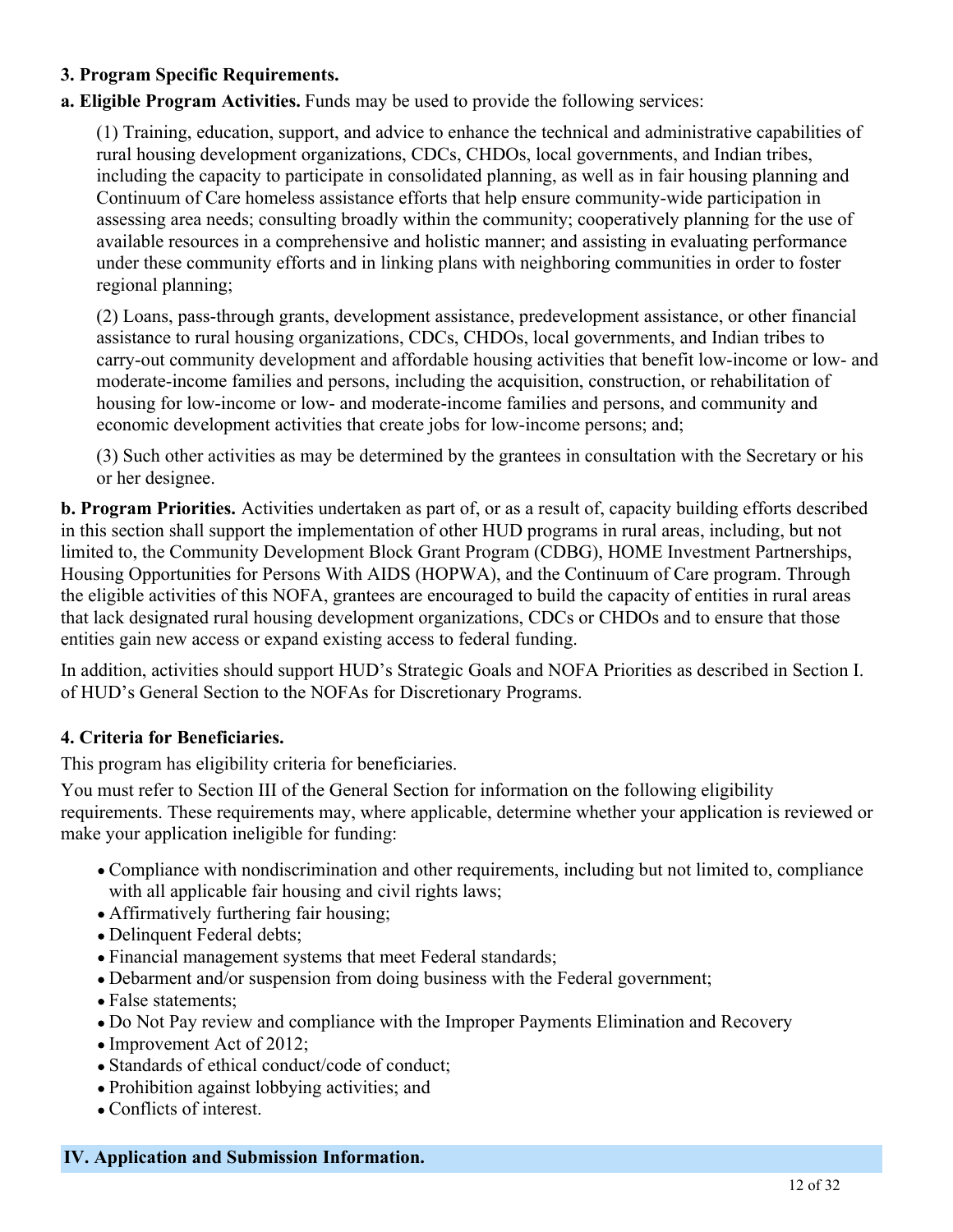**3. Program Specific Requirements.**

**a. Eligible Program Activities.** Funds may be used to provide the following services:

(1) Training, education, support, and advice to enhance the technical and administrative capabilities of rural housing development organizations, CDCs, CHDOs, local governments, and Indian tribes, including the capacity to participate in consolidated planning, as well as in fair housing planning and Continuum of Care homeless assistance efforts that help ensure community-wide participation in assessing area needs; consulting broadly within the community; cooperatively planning for the use of available resources in a comprehensive and holistic manner; and assisting in evaluating performance under these community efforts and in linking plans with neighboring communities in order to foster regional planning;

(2) Loans, pass-through grants, development assistance, predevelopment assistance, or other financial assistance to rural housing organizations, CDCs, CHDOs, local governments, and Indian tribes to carry-out community development and affordable housing activities that benefit low-income or low- and moderate-income families and persons, including the acquisition, construction, or rehabilitation of housing for low-income or low- and moderate-income families and persons, and community and economic development activities that create jobs for low-income persons; and;

(3) Such other activities as may be determined by the grantees in consultation with the Secretary or his or her designee.

**b. Program Priorities.** Activities undertaken as part of, or as a result of, capacity building efforts described in this section shall support the implementation of other HUD programs in rural areas, including, but not limited to, the Community Development Block Grant Program (CDBG), HOME Investment Partnerships, Housing Opportunities for Persons With AIDS (HOPWA), and the Continuum of Care program. Through the eligible activities of this NOFA, grantees are encouraged to build the capacity of entities in rural areas that lack designated rural housing development organizations, CDCs or CHDOs and to ensure that those entities gain new access or expand existing access to federal funding.

In addition, activities should support HUD's Strategic Goals and NOFA Priorities as described in Section I. of HUD's General Section to the NOFAs for Discretionary Programs.

**4. Criteria for Beneficiaries.**

This program has eligibility criteria for beneficiaries.

You must refer to Section III of the General Section for information on the following eligibility requirements. These requirements may, where applicable, determine whether your application is reviewed or make your application ineligible for funding:

- Compliance with nondiscrimination and other requirements, including but not limited to, compliance with all applicable fair housing and civil rights laws;
- Affirmatively furthering fair housing;
- Delinquent Federal debts;
- Financial management systems that meet Federal standards;
- Debarment and/or suspension from doing business with the Federal government;
- False statements;
- Do Not Pay review and compliance with the Improper Payments Elimination and Recovery
- Improvement Act of 2012;
- Standards of ethical conduct/code of conduct;
- Prohibition against lobbying activities; and
- Conflicts of interest.

## IV. Application and Submission Information.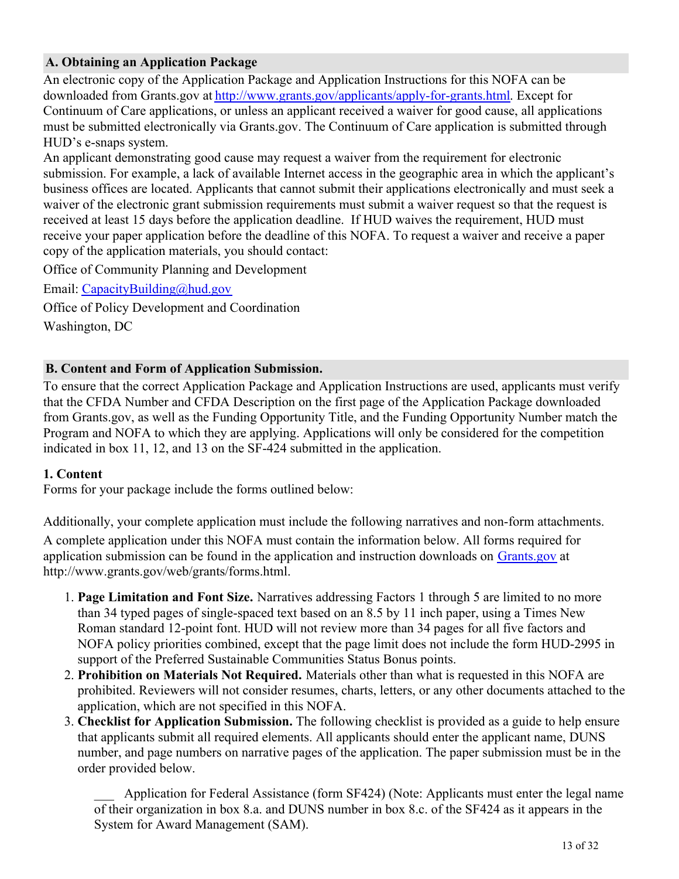## A. Obtaining an Application Package

An electronic copy of the Application Package and Application Instructions for this NOFA can be downloaded from Grants.gov at [http://www.grants.gov/applicants/apply-for-grants.html](http://www.grants.gov/applicants/apply-for-grants.html). Except for Continuum of Care applications, or unless an applicant received a waiver for good cause, all applications must be submitted electronically via Grants.gov. The Continuum of Care application is submitted through HUD's e-snaps system.

An applicant demonstrating good cause may request a waiver from the requirement for electronic submission. For example, a lack of available Internet access in the geographic area in which the applicant's business offices are located. Applicants that cannot submit their applications electronically and must seek a waiver of the electronic grant submission requirements must submit a waiver request so that the request is received at least 15 days before the application deadline. If HUD waives the requirement, HUD must receive your paper application before the deadline of this NOFA. To request a waiver and receive a paper copy of the application materials, you should contact:

Office of Community Planning and Development

Email: [CapacityBuilding@hud.gov](mailto:CapacityBuilding@hud.gov)

Office of Policy Development and Coordination

Washington, DC

## B. Content and Form of Application Submission.

To ensure that the correct Application Package and Application Instructions are used, applicants must verify that the CFDA Number and CFDA Description on the first page of the Application Package downloaded from Grants.gov, as well as the Funding Opportunity Title, and the Funding Opportunity Number match the Program and NOFA to which they are applying. Applications will only be considered for the competition indicated in box 11, 12, and 13 on the SF-424 submitted in the application.

### 1. Content

Forms for your package include the forms outlined below:

Additionally, your complete application must include the following narratives and non-form attachments.

A complete application under this NOFA must contain the information below. All forms required for application submission can be found in the application and instruction downloads on [Grants.gov](http://www.grants.gov) at http://www.grants.gov/web/grants/forms.html.

1. **Page Limitation and Font Size.** Narratives addressing Factors 1 through 5 are limited to no more than 34 typed pages of single-spaced text based on an 8.5 by 11 inch paper, using a Times New Roman standard 12-point font. HUD will not review more than 34 pages for all five factors and NOFA policy priorities combined, except that the page limit does not include the form HUD-2995 in support of the Preferred Sustainable Communities Status Bonus points.
2. **Prohibition on Materials Not Required.** Materials other than what is requested in this NOFA are prohibited. Reviewers will not consider resumes, charts, letters, or any other documents attached to the application, which are not specified in this NOFA.
3. **Checklist for Application Submission.** The following checklist is provided as a guide to help ensure that applicants submit all required elements. All applicants should enter the applicant name, DUNS number, and page numbers on narrative pages of the application. The paper submission must be in the order provided below.

   ___ Application for Federal Assistance (form SF424) (Note: Applicants must enter the legal name of their organization in box 8.a. and DUNS number in box 8.c. of the SF424 as it appears in the System for Award Management (SAM).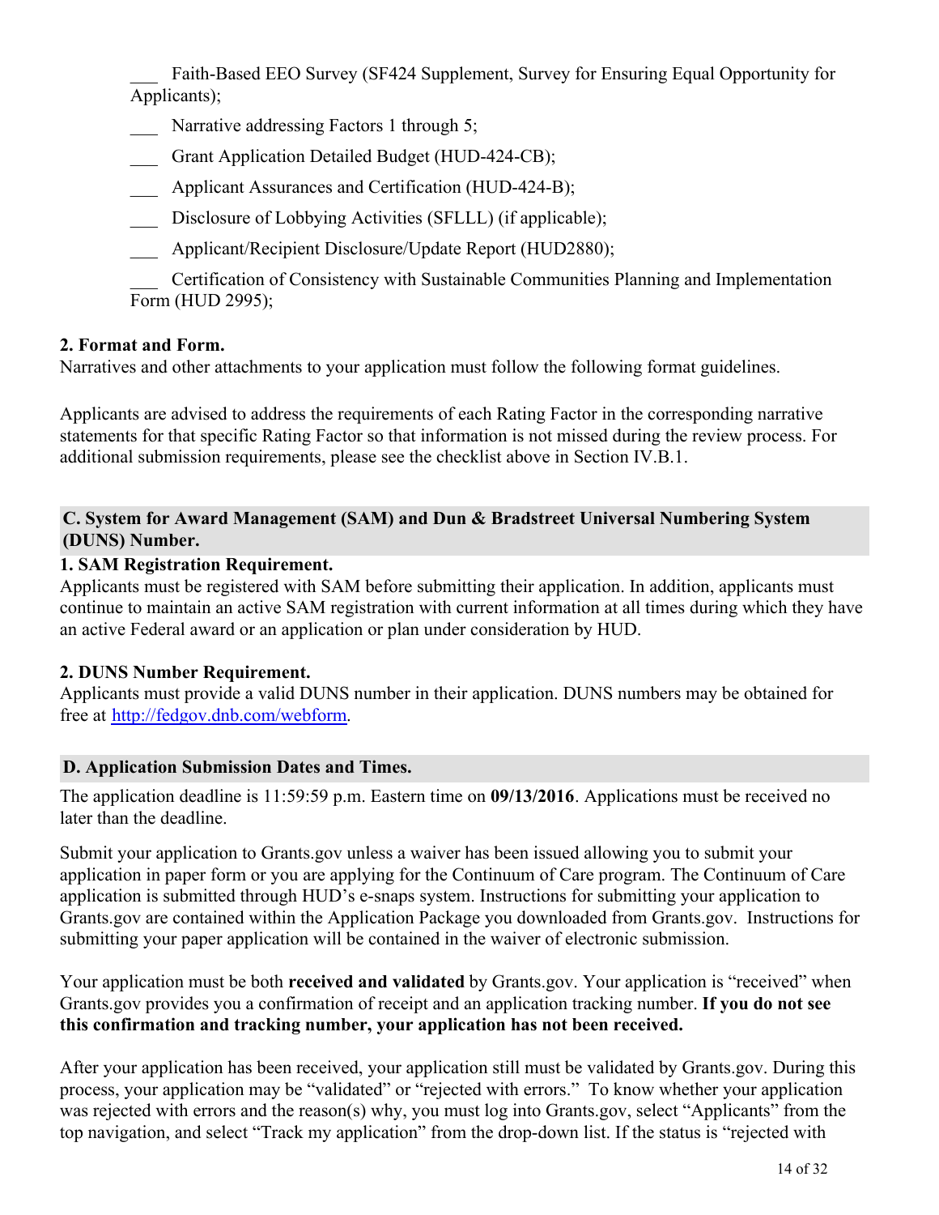___ Faith-Based EEO Survey (SF424 Supplement, Survey for Ensuring Equal Opportunity for Applicants);

___ Narrative addressing Factors 1 through 5;

___ Grant Application Detailed Budget (HUD-424-CB);

___ Applicant Assurances and Certification (HUD-424-B);

___ Disclosure of Lobbying Activities (SFLLL) (if applicable);

___ Applicant/Recipient Disclosure/Update Report (HUD2880);

___ Certification of Consistency with Sustainable Communities Planning and Implementation Form (HUD 2995);

**2. Format and Form.**

Narratives and other attachments to your application must follow the following format guidelines.

Applicants are advised to address the requirements of each Rating Factor in the corresponding narrative statements for that specific Rating Factor so that information is not missed during the review process. For additional submission requirements, please see the checklist above in Section IV.B.1.

## C. System for Award Management (SAM) and Dun & Bradstreet Universal Numbering System (DUNS) Number.

**1. SAM Registration Requirement.**

Applicants must be registered with SAM before submitting their application. In addition, applicants must continue to maintain an active SAM registration with current information at all times during which they have an active Federal award or an application or plan under consideration by HUD.

**2. DUNS Number Requirement.**

Applicants must provide a valid DUNS number in their application. DUNS numbers may be obtained for free at http://fedgov.dnb.com/webform.

## D. Application Submission Dates and Times.

The application deadline is 11:59:59 p.m. Eastern time on **09/13/2016**. Applications must be received no later than the deadline.

Submit your application to Grants.gov unless a waiver has been issued allowing you to submit your application in paper form or you are applying for the Continuum of Care program. The Continuum of Care application is submitted through HUD's e-snaps system. Instructions for submitting your application to Grants.gov are contained within the Application Package you downloaded from Grants.gov. Instructions for submitting your paper application will be contained in the waiver of electronic submission.

Your application must be both **received and validated** by Grants.gov. Your application is "received" when Grants.gov provides you a confirmation of receipt and an application tracking number. **If you do not see this confirmation and tracking number, your application has not been received.**

After your application has been received, your application still must be validated by Grants.gov. During this process, your application may be "validated" or "rejected with errors." To know whether your application was rejected with errors and the reason(s) why, you must log into Grants.gov, select "Applicants" from the top navigation, and select "Track my application" from the drop-down list. If the status is "rejected with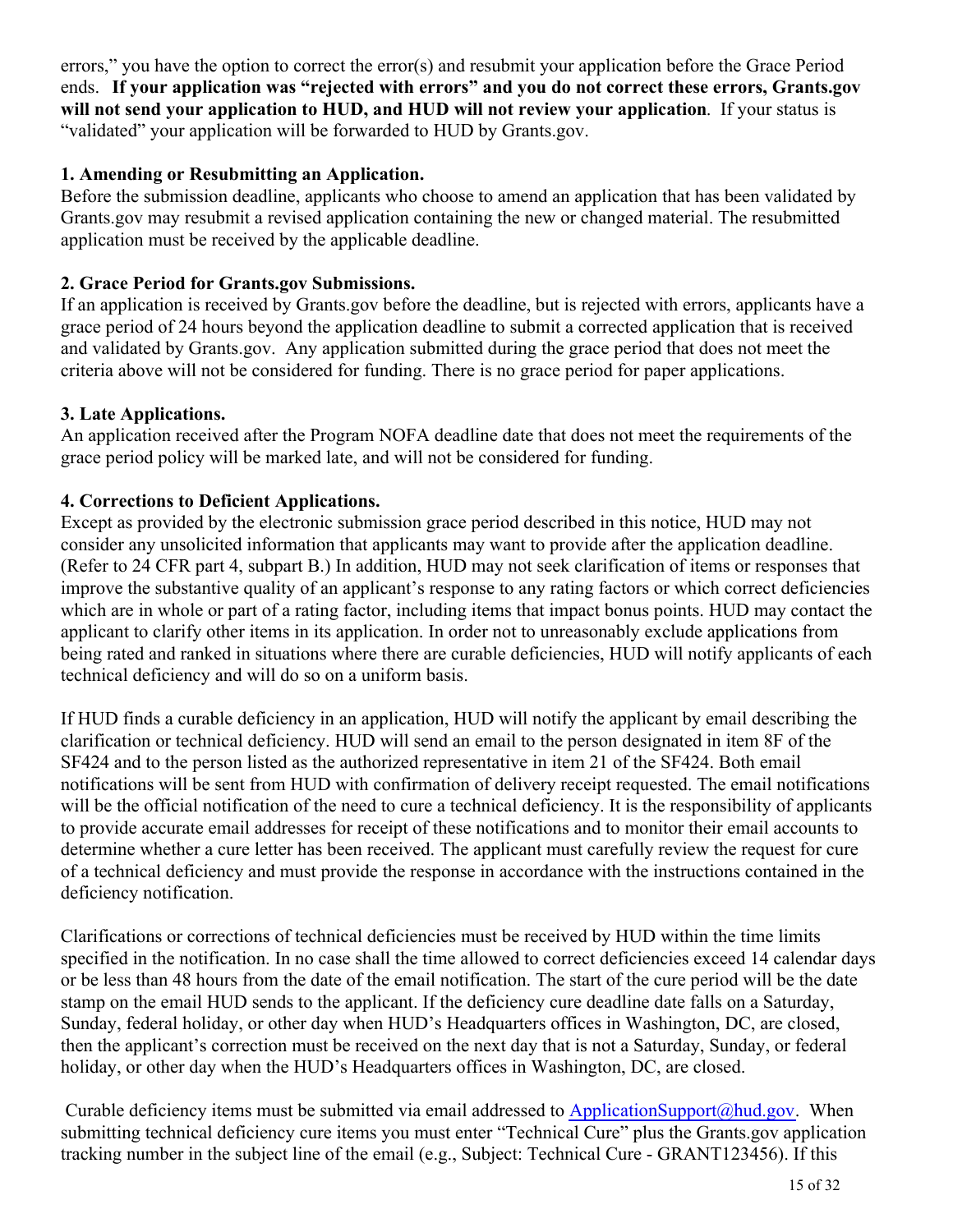errors," you have the option to correct the error(s) and resubmit your application before the Grace Period ends. **If your application was "rejected with errors" and you do not correct these errors, Grants.gov will not send your application to HUD, and HUD will not review your application**. If your status is "validated" your application will be forwarded to HUD by Grants.gov.

**1. Amending or Resubmitting an Application.**

Before the submission deadline, applicants who choose to amend an application that has been validated by Grants.gov may resubmit a revised application containing the new or changed material. The resubmitted application must be received by the applicable deadline.

**2. Grace Period for Grants.gov Submissions.**

If an application is received by Grants.gov before the deadline, but is rejected with errors, applicants have a grace period of 24 hours beyond the application deadline to submit a corrected application that is received and validated by Grants.gov. Any application submitted during the grace period that does not meet the criteria above will not be considered for funding. There is no grace period for paper applications.

**3. Late Applications.**

An application received after the Program NOFA deadline date that does not meet the requirements of the grace period policy will be marked late, and will not be considered for funding.

**4. Corrections to Deficient Applications.**

Except as provided by the electronic submission grace period described in this notice, HUD may not consider any unsolicited information that applicants may want to provide after the application deadline. (Refer to 24 CFR part 4, subpart B.) In addition, HUD may not seek clarification of items or responses that improve the substantive quality of an applicant's response to any rating factors or which correct deficiencies which are in whole or part of a rating factor, including items that impact bonus points. HUD may contact the applicant to clarify other items in its application. In order not to unreasonably exclude applications from being rated and ranked in situations where there are curable deficiencies, HUD will notify applicants of each technical deficiency and will do so on a uniform basis.

If HUD finds a curable deficiency in an application, HUD will notify the applicant by email describing the clarification or technical deficiency. HUD will send an email to the person designated in item 8F of the SF424 and to the person listed as the authorized representative in item 21 of the SF424. Both email notifications will be sent from HUD with confirmation of delivery receipt requested. The email notifications will be the official notification of the need to cure a technical deficiency. It is the responsibility of applicants to provide accurate email addresses for receipt of these notifications and to monitor their email accounts to determine whether a cure letter has been received. The applicant must carefully review the request for cure of a technical deficiency and must provide the response in accordance with the instructions contained in the deficiency notification.

Clarifications or corrections of technical deficiencies must be received by HUD within the time limits specified in the notification. In no case shall the time allowed to correct deficiencies exceed 14 calendar days or be less than 48 hours from the date of the email notification. The start of the cure period will be the date stamp on the email HUD sends to the applicant. If the deficiency cure deadline date falls on a Saturday, Sunday, federal holiday, or other day when HUD's Headquarters offices in Washington, DC, are closed, then the applicant's correction must be received on the next day that is not a Saturday, Sunday, or federal holiday, or other day when the HUD's Headquarters offices in Washington, DC, are closed.

Curable deficiency items must be submitted via email addressed to ApplicationSupport@hud.gov. When submitting technical deficiency cure items you must enter "Technical Cure" plus the Grants.gov application tracking number in the subject line of the email (e.g., Subject: Technical Cure - GRANT123456). If this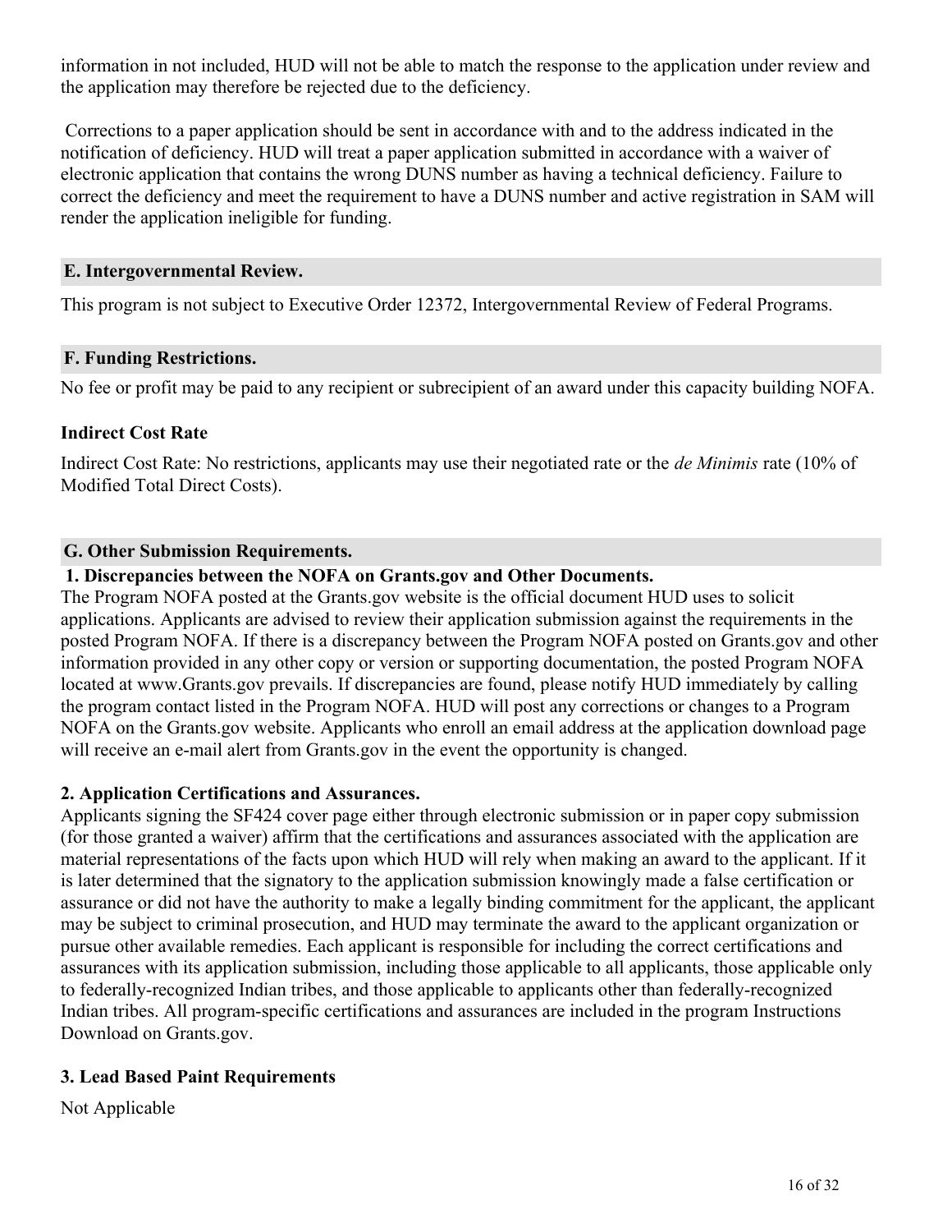information in not included, HUD will not be able to match the response to the application under review and the application may therefore be rejected due to the deficiency.

Corrections to a paper application should be sent in accordance with and to the address indicated in the notification of deficiency. HUD will treat a paper application submitted in accordance with a waiver of electronic application that contains the wrong DUNS number as having a technical deficiency. Failure to correct the deficiency and meet the requirement to have a DUNS number and active registration in SAM will render the application ineligible for funding.

## E. Intergovernmental Review.

This program is not subject to Executive Order 12372, Intergovernmental Review of Federal Programs.

## F. Funding Restrictions.

No fee or profit may be paid to any recipient or subrecipient of an award under this capacity building NOFA.

### Indirect Cost Rate

Indirect Cost Rate: No restrictions, applicants may use their negotiated rate or the *de Minimis* rate (10% of Modified Total Direct Costs).

## G. Other Submission Requirements.

### 1. Discrepancies between the NOFA on Grants.gov and Other Documents.

The Program NOFA posted at the Grants.gov website is the official document HUD uses to solicit applications. Applicants are advised to review their application submission against the requirements in the posted Program NOFA. If there is a discrepancy between the Program NOFA posted on Grants.gov and other information provided in any other copy or version or supporting documentation, the posted Program NOFA located at www.Grants.gov prevails. If discrepancies are found, please notify HUD immediately by calling the program contact listed in the Program NOFA. HUD will post any corrections or changes to a Program NOFA on the Grants.gov website. Applicants who enroll an email address at the application download page will receive an e-mail alert from Grants.gov in the event the opportunity is changed.

### 2. Application Certifications and Assurances.

Applicants signing the SF424 cover page either through electronic submission or in paper copy submission (for those granted a waiver) affirm that the certifications and assurances associated with the application are material representations of the facts upon which HUD will rely when making an award to the applicant. If it is later determined that the signatory to the application submission knowingly made a false certification or assurance or did not have the authority to make a legally binding commitment for the applicant, the applicant may be subject to criminal prosecution, and HUD may terminate the award to the applicant organization or pursue other available remedies. Each applicant is responsible for including the correct certifications and assurances with its application submission, including those applicable to all applicants, those applicable only to federally-recognized Indian tribes, and those applicable to applicants other than federally-recognized Indian tribes. All program-specific certifications and assurances are included in the program Instructions Download on Grants.gov.

### 3. Lead Based Paint Requirements

Not Applicable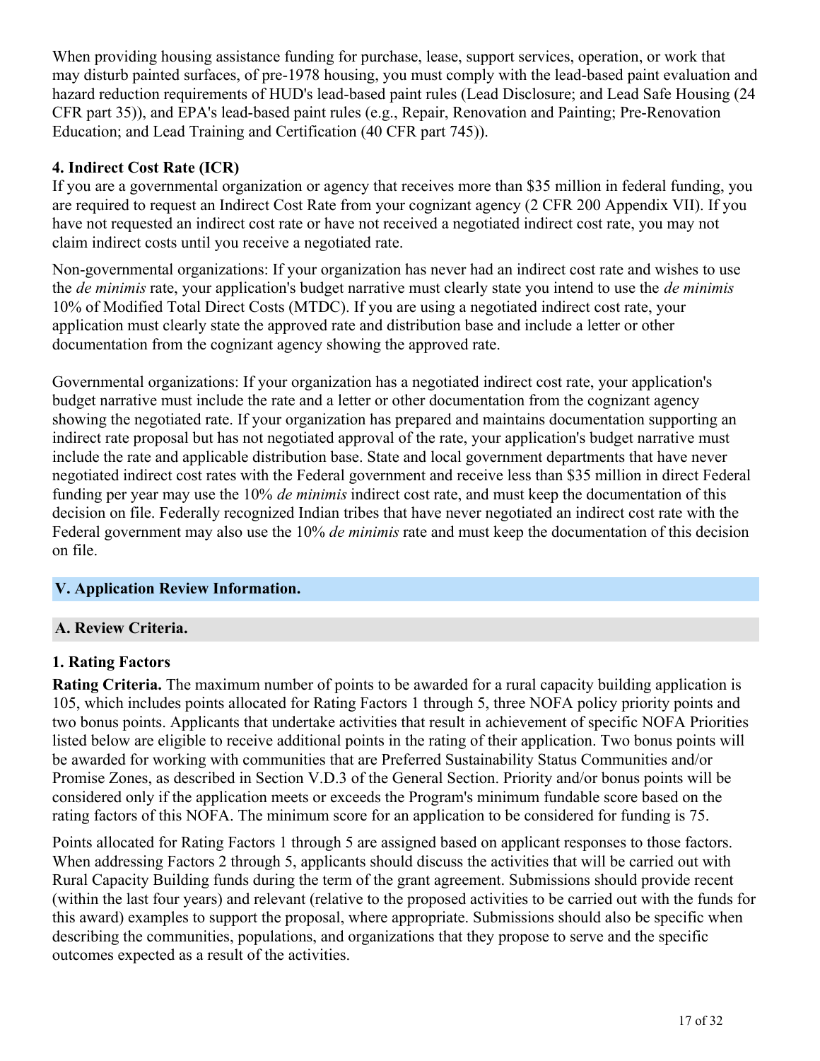When providing housing assistance funding for purchase, lease, support services, operation, or work that may disturb painted surfaces, of pre-1978 housing, you must comply with the lead-based paint evaluation and hazard reduction requirements of HUD's lead-based paint rules (Lead Disclosure; and Lead Safe Housing (24 CFR part 35)), and EPA's lead-based paint rules (e.g., Repair, Renovation and Painting; Pre-Renovation Education; and Lead Training and Certification (40 CFR part 745)).

#### 4. Indirect Cost Rate (ICR)

If you are a governmental organization or agency that receives more than $35 million in federal funding, you are required to request an Indirect Cost Rate from your cognizant agency (2 CFR 200 Appendix VII). If you have not requested an indirect cost rate or have not received a negotiated indirect cost rate, you may not claim indirect costs until you receive a negotiated rate.

Non-governmental organizations: If your organization has never had an indirect cost rate and wishes to use the *de minimis* rate, your application's budget narrative must clearly state you intend to use the *de minimis* 10% of Modified Total Direct Costs (MTDC). If you are using a negotiated indirect cost rate, your application must clearly state the approved rate and distribution base and include a letter or other documentation from the cognizant agency showing the approved rate.

Governmental organizations: If your organization has a negotiated indirect cost rate, your application's budget narrative must include the rate and a letter or other documentation from the cognizant agency showing the negotiated rate. If your organization has prepared and maintains documentation supporting an indirect rate proposal but has not negotiated approval of the rate, your application's budget narrative must include the rate and applicable distribution base. State and local government departments that have never negotiated indirect cost rates with the Federal government and receive less than $35 million in direct Federal funding per year may use the 10% *de minimis* indirect cost rate, and must keep the documentation of this decision on file. Federally recognized Indian tribes that have never negotiated an indirect cost rate with the Federal government may also use the 10% *de minimis* rate and must keep the documentation of this decision on file.

## V. Application Review Information.

### A. Review Criteria.

#### 1. Rating Factors

**Rating Criteria.** The maximum number of points to be awarded for a rural capacity building application is 105, which includes points allocated for Rating Factors 1 through 5, three NOFA policy priority points and two bonus points. Applicants that undertake activities that result in achievement of specific NOFA Priorities listed below are eligible to receive additional points in the rating of their application. Two bonus points will be awarded for working with communities that are Preferred Sustainability Status Communities and/or Promise Zones, as described in Section V.D.3 of the General Section. Priority and/or bonus points will be considered only if the application meets or exceeds the Program's minimum fundable score based on the rating factors of this NOFA. The minimum score for an application to be considered for funding is 75.

Points allocated for Rating Factors 1 through 5 are assigned based on applicant responses to those factors. When addressing Factors 2 through 5, applicants should discuss the activities that will be carried out with Rural Capacity Building funds during the term of the grant agreement. Submissions should provide recent (within the last four years) and relevant (relative to the proposed activities to be carried out with the funds for this award) examples to support the proposal, where appropriate. Submissions should also be specific when describing the communities, populations, and organizations that they propose to serve and the specific outcomes expected as a result of the activities.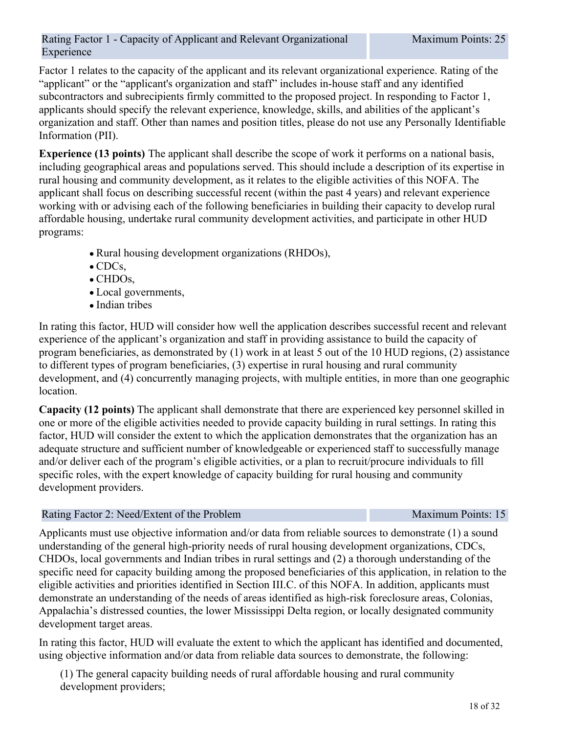| Rating Factor 1 - Capacity of Applicant and Relevant Organizational Experience | Maximum Points: 25 |
| --- | --- |

Factor 1 relates to the capacity of the applicant and its relevant organizational experience. Rating of the "applicant" or the "applicant's organization and staff" includes in-house staff and any identified subcontractors and subrecipients firmly committed to the proposed project. In responding to Factor 1, applicants should specify the relevant experience, knowledge, skills, and abilities of the applicant's organization and staff. Other than names and position titles, please do not use any Personally Identifiable Information (PII).

**Experience (13 points)** The applicant shall describe the scope of work it performs on a national basis, including geographical areas and populations served. This should include a description of its expertise in rural housing and community development, as it relates to the eligible activities of this NOFA. The applicant shall focus on describing successful recent (within the past 4 years) and relevant experience working with or advising each of the following beneficiaries in building their capacity to develop rural affordable housing, undertake rural community development activities, and participate in other HUD programs:

- Rural housing development organizations (RHDOs),
- CDCs,
- CHDOs,
- Local governments,
- Indian tribes

In rating this factor, HUD will consider how well the application describes successful recent and relevant experience of the applicant's organization and staff in providing assistance to build the capacity of program beneficiaries, as demonstrated by (1) work in at least 5 out of the 10 HUD regions, (2) assistance to different types of program beneficiaries, (3) expertise in rural housing and rural community development, and (4) concurrently managing projects, with multiple entities, in more than one geographic location.

**Capacity (12 points)** The applicant shall demonstrate that there are experienced key personnel skilled in one or more of the eligible activities needed to provide capacity building in rural settings. In rating this factor, HUD will consider the extent to which the application demonstrates that the organization has an adequate structure and sufficient number of knowledgeable or experienced staff to successfully manage and/or deliver each of the program's eligible activities, or a plan to recruit/procure individuals to fill specific roles, with the expert knowledge of capacity building for rural housing and community development providers.

| Rating Factor 2: Need/Extent of the Problem | Maximum Points: 15 |
| --- | --- |

Applicants must use objective information and/or data from reliable sources to demonstrate (1) a sound understanding of the general high-priority needs of rural housing development organizations, CDCs, CHDOs, local governments and Indian tribes in rural settings and (2) a thorough understanding of the specific need for capacity building among the proposed beneficiaries of this application, in relation to the eligible activities and priorities identified in Section III.C. of this NOFA. In addition, applicants must demonstrate an understanding of the needs of areas identified as high-risk foreclosure areas, Colonias, Appalachia's distressed counties, the lower Mississippi Delta region, or locally designated community development target areas.

In rating this factor, HUD will evaluate the extent to which the applicant has identified and documented, using objective information and/or data from reliable data sources to demonstrate, the following:

(1) The general capacity building needs of rural affordable housing and rural community development providers;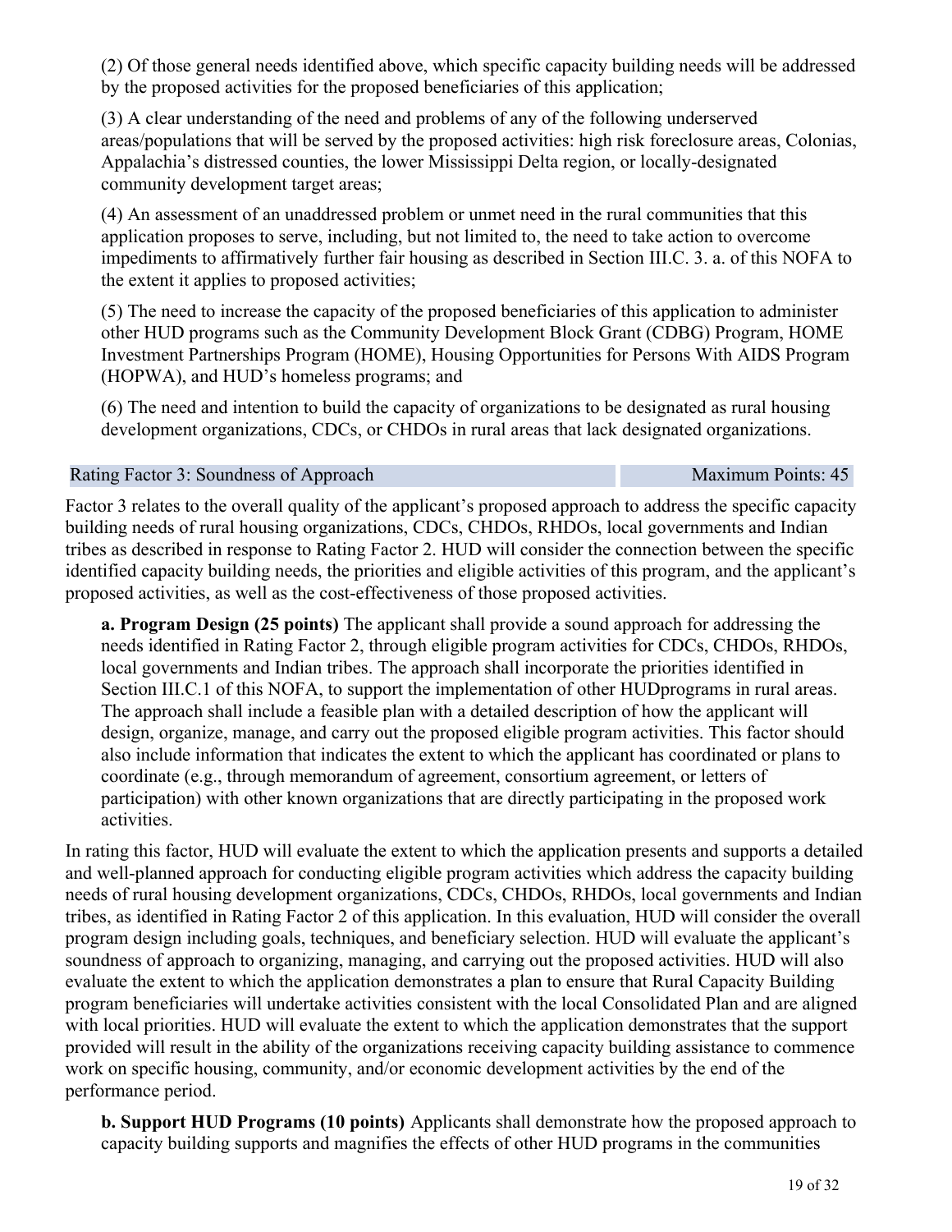(2) Of those general needs identified above, which specific capacity building needs will be addressed by the proposed activities for the proposed beneficiaries of this application;

(3) A clear understanding of the need and problems of any of the following underserved areas/populations that will be served by the proposed activities: high risk foreclosure areas, Colonias, Appalachia's distressed counties, the lower Mississippi Delta region, or locally-designated community development target areas;

(4) An assessment of an unaddressed problem or unmet need in the rural communities that this application proposes to serve, including, but not limited to, the need to take action to overcome impediments to affirmatively further fair housing as described in Section III.C. 3. a. of this NOFA to the extent it applies to proposed activities;

(5) The need to increase the capacity of the proposed beneficiaries of this application to administer other HUD programs such as the Community Development Block Grant (CDBG) Program, HOME Investment Partnerships Program (HOME), Housing Opportunities for Persons With AIDS Program (HOPWA), and HUD's homeless programs; and

(6) The need and intention to build the capacity of organizations to be designated as rural housing development organizations, CDCs, or CHDOs in rural areas that lack designated organizations.

| Rating Factor 3: Soundness of Approach | Maximum Points: 45 |
|---|---|

Factor 3 relates to the overall quality of the applicant's proposed approach to address the specific capacity building needs of rural housing organizations, CDCs, CHDOs, RHDOs, local governments and Indian tribes as described in response to Rating Factor 2. HUD will consider the connection between the specific identified capacity building needs, the priorities and eligible activities of this program, and the applicant's proposed activities, as well as the cost-effectiveness of those proposed activities.

**a. Program Design (25 points)** The applicant shall provide a sound approach for addressing the needs identified in Rating Factor 2, through eligible program activities for CDCs, CHDOs, RHDOs, local governments and Indian tribes. The approach shall incorporate the priorities identified in Section III.C.1 of this NOFA, to support the implementation of other HUDprograms in rural areas. The approach shall include a feasible plan with a detailed description of how the applicant will design, organize, manage, and carry out the proposed eligible program activities. This factor should also include information that indicates the extent to which the applicant has coordinated or plans to coordinate (e.g., through memorandum of agreement, consortium agreement, or letters of participation) with other known organizations that are directly participating in the proposed work activities.

In rating this factor, HUD will evaluate the extent to which the application presents and supports a detailed and well-planned approach for conducting eligible program activities which address the capacity building needs of rural housing development organizations, CDCs, CHDOs, RHDOs, local governments and Indian tribes, as identified in Rating Factor 2 of this application. In this evaluation, HUD will consider the overall program design including goals, techniques, and beneficiary selection. HUD will evaluate the applicant's soundness of approach to organizing, managing, and carrying out the proposed activities. HUD will also evaluate the extent to which the application demonstrates a plan to ensure that Rural Capacity Building program beneficiaries will undertake activities consistent with the local Consolidated Plan and are aligned with local priorities. HUD will evaluate the extent to which the application demonstrates that the support provided will result in the ability of the organizations receiving capacity building assistance to commence work on specific housing, community, and/or economic development activities by the end of the performance period.

**b. Support HUD Programs (10 points)** Applicants shall demonstrate how the proposed approach to capacity building supports and magnifies the effects of other HUD programs in the communities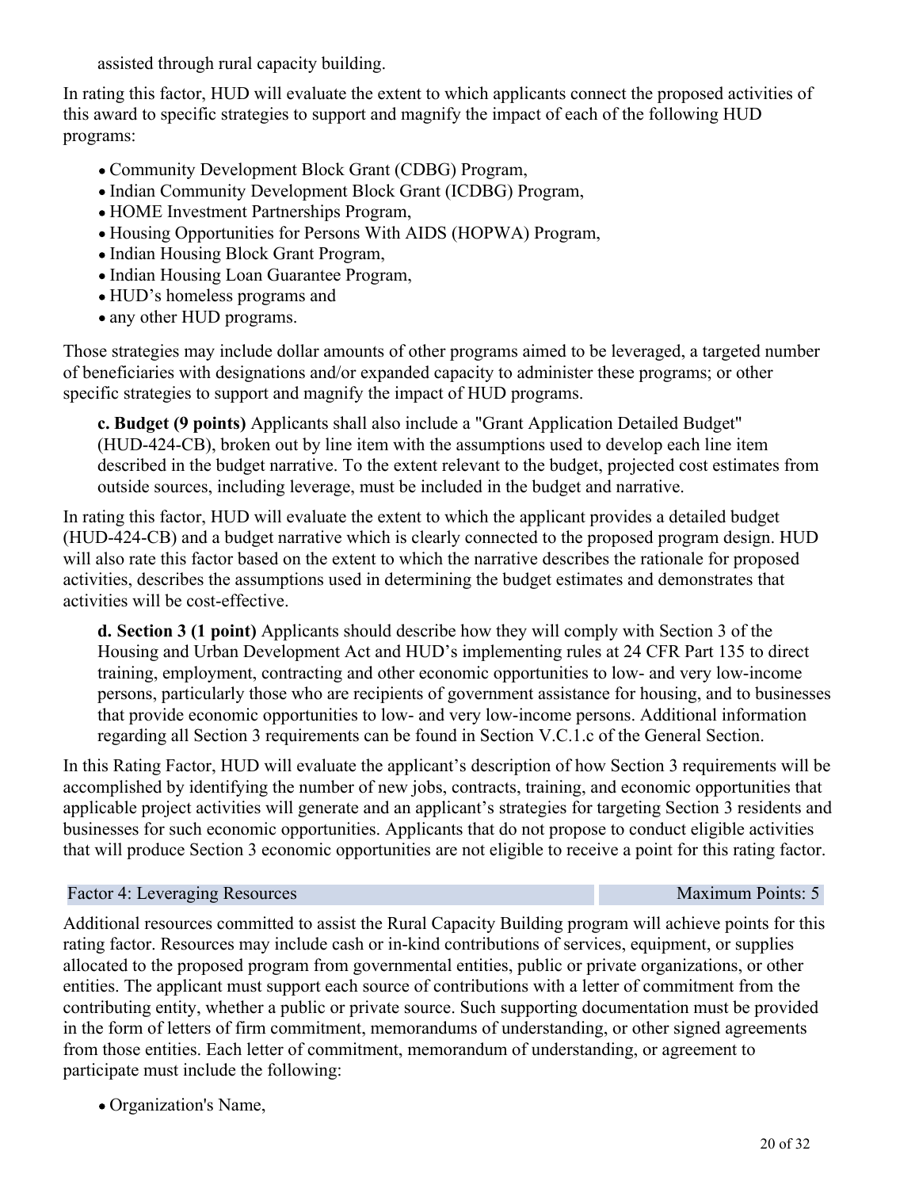assisted through rural capacity building.

In rating this factor, HUD will evaluate the extent to which applicants connect the proposed activities of this award to specific strategies to support and magnify the impact of each of the following HUD programs:

- Community Development Block Grant (CDBG) Program,
- Indian Community Development Block Grant (ICDBG) Program,
- HOME Investment Partnerships Program,
- Housing Opportunities for Persons With AIDS (HOPWA) Program,
- Indian Housing Block Grant Program,
- Indian Housing Loan Guarantee Program,
- HUD's homeless programs and
- any other HUD programs.

Those strategies may include dollar amounts of other programs aimed to be leveraged, a targeted number of beneficiaries with designations and/or expanded capacity to administer these programs; or other specific strategies to support and magnify the impact of HUD programs.

**c. Budget (9 points)** Applicants shall also include a "Grant Application Detailed Budget" (HUD-424-CB), broken out by line item with the assumptions used to develop each line item described in the budget narrative. To the extent relevant to the budget, projected cost estimates from outside sources, including leverage, must be included in the budget and narrative.

In rating this factor, HUD will evaluate the extent to which the applicant provides a detailed budget (HUD-424-CB) and a budget narrative which is clearly connected to the proposed program design. HUD will also rate this factor based on the extent to which the narrative describes the rationale for proposed activities, describes the assumptions used in determining the budget estimates and demonstrates that activities will be cost-effective.

**d. Section 3 (1 point)** Applicants should describe how they will comply with Section 3 of the Housing and Urban Development Act and HUD's implementing rules at 24 CFR Part 135 to direct training, employment, contracting and other economic opportunities to low- and very low-income persons, particularly those who are recipients of government assistance for housing, and to businesses that provide economic opportunities to low- and very low-income persons. Additional information regarding all Section 3 requirements can be found in Section V.C.1.c of the General Section.

In this Rating Factor, HUD will evaluate the applicant's description of how Section 3 requirements will be accomplished by identifying the number of new jobs, contracts, training, and economic opportunities that applicable project activities will generate and an applicant's strategies for targeting Section 3 residents and businesses for such economic opportunities. Applicants that do not propose to conduct eligible activities that will produce Section 3 economic opportunities are not eligible to receive a point for this rating factor.

| Factor 4: Leveraging Resources | Maximum Points: 5 |
|---|---|

Additional resources committed to assist the Rural Capacity Building program will achieve points for this rating factor. Resources may include cash or in-kind contributions of services, equipment, or supplies allocated to the proposed program from governmental entities, public or private organizations, or other entities. The applicant must support each source of contributions with a letter of commitment from the contributing entity, whether a public or private source. Such supporting documentation must be provided in the form of letters of firm commitment, memorandums of understanding, or other signed agreements from those entities. Each letter of commitment, memorandum of understanding, or agreement to participate must include the following:

- Organization's Name,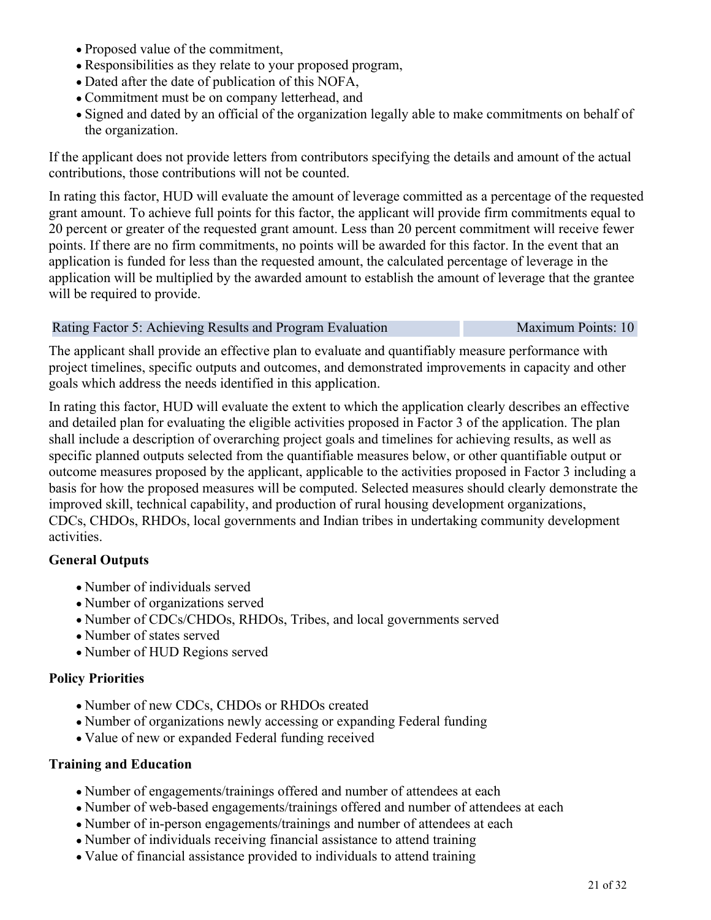- Proposed value of the commitment,
- Responsibilities as they relate to your proposed program,
- Dated after the date of publication of this NOFA,
- Commitment must be on company letterhead, and
- Signed and dated by an official of the organization legally able to make commitments on behalf of the organization.

If the applicant does not provide letters from contributors specifying the details and amount of the actual contributions, those contributions will not be counted.

In rating this factor, HUD will evaluate the amount of leverage committed as a percentage of the requested grant amount. To achieve full points for this factor, the applicant will provide firm commitments equal to 20 percent or greater of the requested grant amount. Less than 20 percent commitment will receive fewer points. If there are no firm commitments, no points will be awarded for this factor. In the event that an application is funded for less than the requested amount, the calculated percentage of leverage in the application will be multiplied by the awarded amount to establish the amount of leverage that the grantee will be required to provide.

| Rating Factor 5: Achieving Results and Program Evaluation | Maximum Points: 10 |
| --- | --- |

The applicant shall provide an effective plan to evaluate and quantifiably measure performance with project timelines, specific outputs and outcomes, and demonstrated improvements in capacity and other goals which address the needs identified in this application.

In rating this factor, HUD will evaluate the extent to which the application clearly describes an effective and detailed plan for evaluating the eligible activities proposed in Factor 3 of the application. The plan shall include a description of overarching project goals and timelines for achieving results, as well as specific planned outputs selected from the quantifiable measures below, or other quantifiable output or outcome measures proposed by the applicant, applicable to the activities proposed in Factor 3 including a basis for how the proposed measures will be computed. Selected measures should clearly demonstrate the improved skill, technical capability, and production of rural housing development organizations, CDCs, CHDOs, RHDOs, local governments and Indian tribes in undertaking community development activities.

**General Outputs**

- Number of individuals served
- Number of organizations served
- Number of CDCs/CHDOs, RHDOs, Tribes, and local governments served
- Number of states served
- Number of HUD Regions served

**Policy Priorities**

- Number of new CDCs, CHDOs or RHDOs created
- Number of organizations newly accessing or expanding Federal funding
- Value of new or expanded Federal funding received

**Training and Education**

- Number of engagements/trainings offered and number of attendees at each
- Number of web-based engagements/trainings offered and number of attendees at each
- Number of in-person engagements/trainings and number of attendees at each
- Number of individuals receiving financial assistance to attend training
- Value of financial assistance provided to individuals to attend training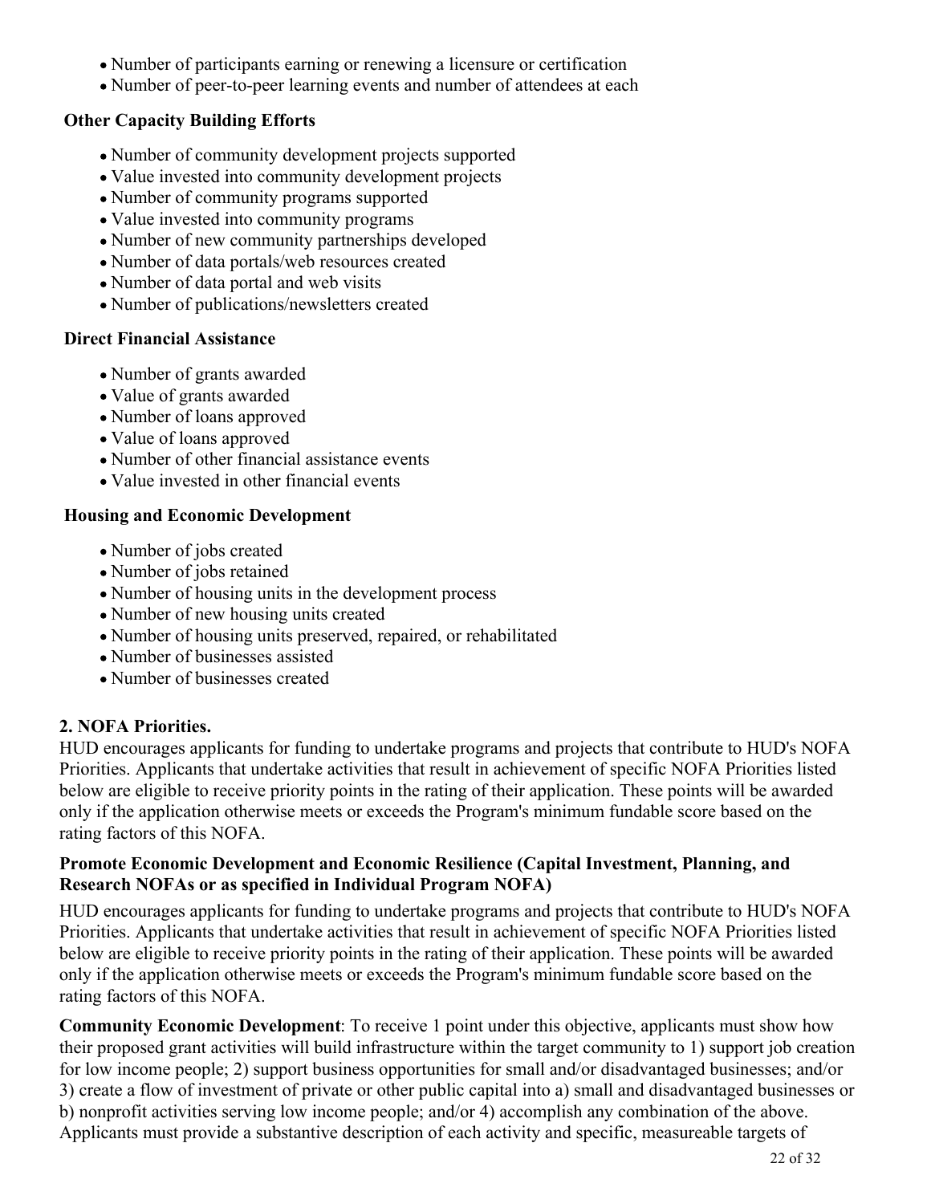- Number of participants earning or renewing a licensure or certification
- Number of peer-to-peer learning events and number of attendees at each

**Other Capacity Building Efforts**

- Number of community development projects supported
- Value invested into community development projects
- Number of community programs supported
- Value invested into community programs
- Number of new community partnerships developed
- Number of data portals/web resources created
- Number of data portal and web visits
- Number of publications/newsletters created

**Direct Financial Assistance**

- Number of grants awarded
- Value of grants awarded
- Number of loans approved
- Value of loans approved
- Number of other financial assistance events
- Value invested in other financial events

**Housing and Economic Development**

- Number of jobs created
- Number of jobs retained
- Number of housing units in the development process
- Number of new housing units created
- Number of housing units preserved, repaired, or rehabilitated
- Number of businesses assisted
- Number of businesses created

**2. NOFA Priorities.**

HUD encourages applicants for funding to undertake programs and projects that contribute to HUD's NOFA Priorities. Applicants that undertake activities that result in achievement of specific NOFA Priorities listed below are eligible to receive priority points in the rating of their application. These points will be awarded only if the application otherwise meets or exceeds the Program's minimum fundable score based on the rating factors of this NOFA.

**Promote Economic Development and Economic Resilience (Capital Investment, Planning, and Research NOFAs or as specified in Individual Program NOFA)**

HUD encourages applicants for funding to undertake programs and projects that contribute to HUD's NOFA Priorities. Applicants that undertake activities that result in achievement of specific NOFA Priorities listed below are eligible to receive priority points in the rating of their application. These points will be awarded only if the application otherwise meets or exceeds the Program's minimum fundable score based on the rating factors of this NOFA.

**Community Economic Development**: To receive 1 point under this objective, applicants must show how their proposed grant activities will build infrastructure within the target community to 1) support job creation for low income people; 2) support business opportunities for small and/or disadvantaged businesses; and/or 3) create a flow of investment of private or other public capital into a) small and disadvantaged businesses or b) nonprofit activities serving low income people; and/or 4) accomplish any combination of the above. Applicants must provide a substantive description of each activity and specific, measureable targets of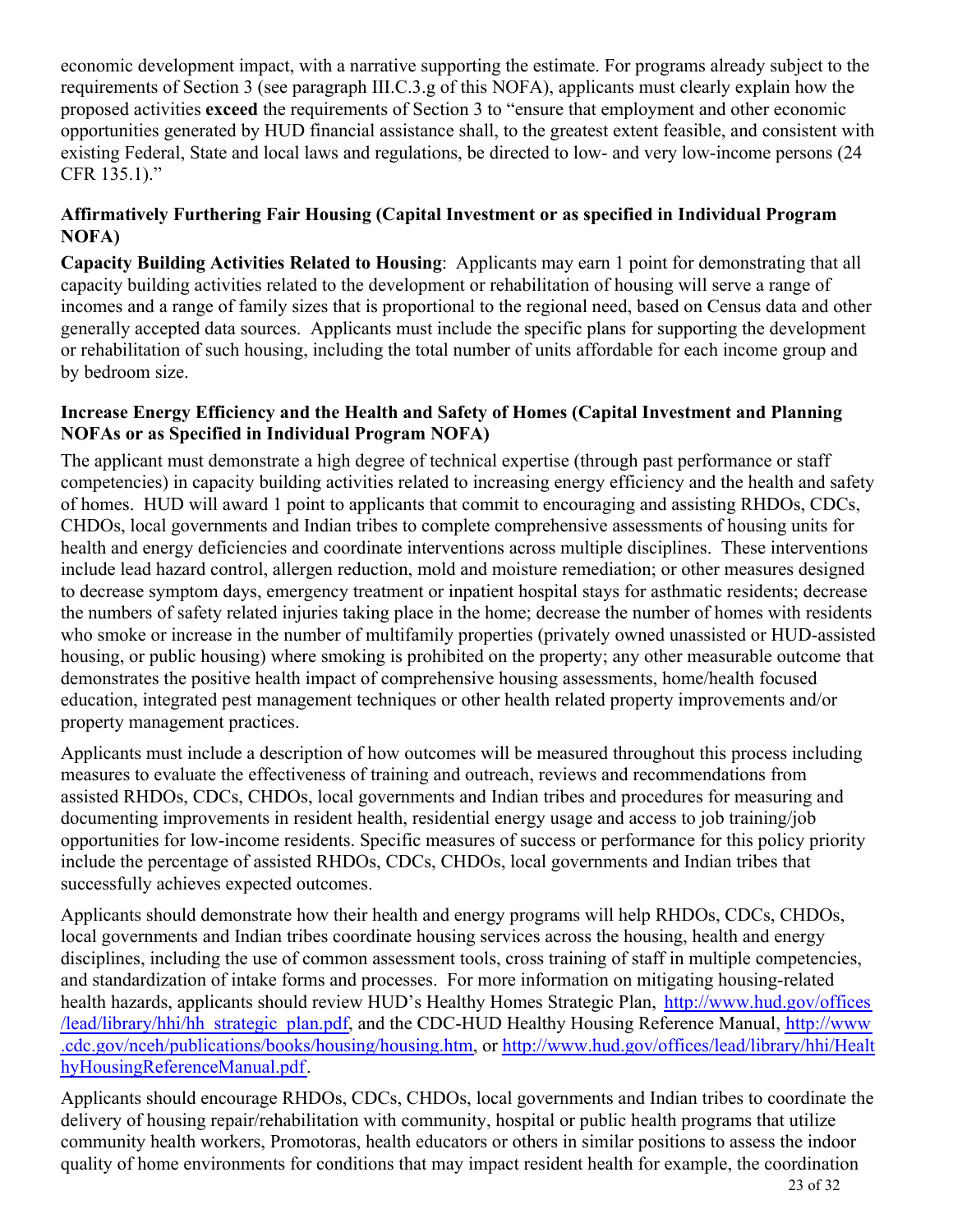economic development impact, with a narrative supporting the estimate. For programs already subject to the requirements of Section 3 (see paragraph III.C.3.g of this NOFA), applicants must clearly explain how the proposed activities **exceed** the requirements of Section 3 to "ensure that employment and other economic opportunities generated by HUD financial assistance shall, to the greatest extent feasible, and consistent with existing Federal, State and local laws and regulations, be directed to low- and very low-income persons (24 CFR 135.1)."

**Affirmatively Furthering Fair Housing (Capital Investment or as specified in Individual Program NOFA)**

**Capacity Building Activities Related to Housing**: Applicants may earn 1 point for demonstrating that all capacity building activities related to the development or rehabilitation of housing will serve a range of incomes and a range of family sizes that is proportional to the regional need, based on Census data and other generally accepted data sources. Applicants must include the specific plans for supporting the development or rehabilitation of such housing, including the total number of units affordable for each income group and by bedroom size.

**Increase Energy Efficiency and the Health and Safety of Homes (Capital Investment and Planning NOFAs or as Specified in Individual Program NOFA)**

The applicant must demonstrate a high degree of technical expertise (through past performance or staff competencies) in capacity building activities related to increasing energy efficiency and the health and safety of homes. HUD will award 1 point to applicants that commit to encouraging and assisting RHDOs, CDCs, CHDOs, local governments and Indian tribes to complete comprehensive assessments of housing units for health and energy deficiencies and coordinate interventions across multiple disciplines. These interventions include lead hazard control, allergen reduction, mold and moisture remediation; or other measures designed to decrease symptom days, emergency treatment or inpatient hospital stays for asthmatic residents; decrease the numbers of safety related injuries taking place in the home; decrease the number of homes with residents who smoke or increase in the number of multifamily properties (privately owned unassisted or HUD-assisted housing, or public housing) where smoking is prohibited on the property; any other measurable outcome that demonstrates the positive health impact of comprehensive housing assessments, home/health focused education, integrated pest management techniques or other health related property improvements and/or property management practices.

Applicants must include a description of how outcomes will be measured throughout this process including measures to evaluate the effectiveness of training and outreach, reviews and recommendations from assisted RHDOs, CDCs, CHDOs, local governments and Indian tribes and procedures for measuring and documenting improvements in resident health, residential energy usage and access to job training/job opportunities for low-income residents. Specific measures of success or performance for this policy priority include the percentage of assisted RHDOs, CDCs, CHDOs, local governments and Indian tribes that successfully achieves expected outcomes.

Applicants should demonstrate how their health and energy programs will help RHDOs, CDCs, CHDOs, local governments and Indian tribes coordinate housing services across the housing, health and energy disciplines, including the use of common assessment tools, cross training of staff in multiple competencies, and standardization of intake forms and processes. For more information on mitigating housing-related health hazards, applicants should review HUD's Healthy Homes Strategic Plan, http://www.hud.gov/offices/lead/library/hhi/hh_strategic_plan.pdf, and the CDC-HUD Healthy Housing Reference Manual, http://www.cdc.gov/nceh/publications/books/housing/housing.htm, or http://www.hud.gov/offices/lead/library/hhi/HealthyHousingReferenceManual.pdf.

Applicants should encourage RHDOs, CDCs, CHDOs, local governments and Indian tribes to coordinate the delivery of housing repair/rehabilitation with community, hospital or public health programs that utilize community health workers, Promotoras, health educators or others in similar positions to assess the indoor quality of home environments for conditions that may impact resident health for example, the coordination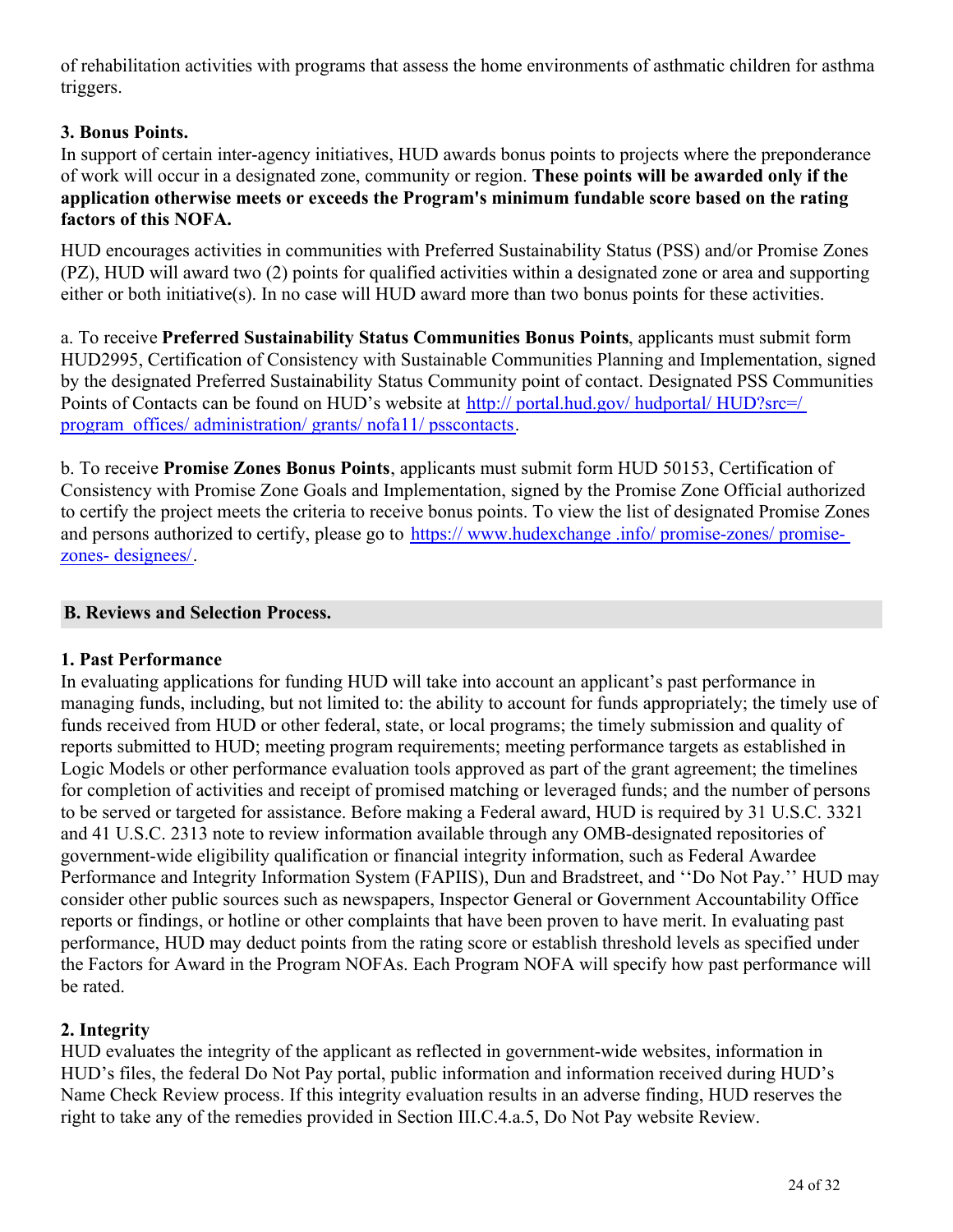of rehabilitation activities with programs that assess the home environments of asthmatic children for asthma triggers.

### 3. Bonus Points.

In support of certain inter-agency initiatives, HUD awards bonus points to projects where the preponderance of work will occur in a designated zone, community or region. **These points will be awarded only if the application otherwise meets or exceeds the Program's minimum fundable score based on the rating factors of this NOFA.**

HUD encourages activities in communities with Preferred Sustainability Status (PSS) and/or Promise Zones (PZ), HUD will award two (2) points for qualified activities within a designated zone or area and supporting either or both initiative(s). In no case will HUD award more than two bonus points for these activities.

a. To receive **Preferred Sustainability Status Communities Bonus Points**, applicants must submit form HUD2995, Certification of Consistency with Sustainable Communities Planning and Implementation, signed by the designated Preferred Sustainability Status Community point of contact. Designated PSS Communities Points of Contacts can be found on HUD's website at [http:// portal.hud.gov/ hudportal/ HUD?src=/ program_offices/ administration/ grants/ nofa11/ psscontacts](http://portal.hud.gov/hudportal/HUD?src=/program_offices/administration/grants/nofa11/psscontacts).

b. To receive **Promise Zones Bonus Points**, applicants must submit form HUD 50153, Certification of Consistency with Promise Zone Goals and Implementation, signed by the Promise Zone Official authorized to certify the project meets the criteria to receive bonus points. To view the list of designated Promise Zones and persons authorized to certify, please go to [https:// www.hudexchange .info/ promise-zones/ promise-zones- designees/](https://www.hudexchange.info/promise-zones/promise-zones-designees/).

## B. Reviews and Selection Process.

### 1. Past Performance

In evaluating applications for funding HUD will take into account an applicant's past performance in managing funds, including, but not limited to: the ability to account for funds appropriately; the timely use of funds received from HUD or other federal, state, or local programs; the timely submission and quality of reports submitted to HUD; meeting program requirements; meeting performance targets as established in Logic Models or other performance evaluation tools approved as part of the grant agreement; the timelines for completion of activities and receipt of promised matching or leveraged funds; and the number of persons to be served or targeted for assistance. Before making a Federal award, HUD is required by 31 U.S.C. 3321 and 41 U.S.C. 2313 note to review information available through any OMB-designated repositories of government-wide eligibility qualification or financial integrity information, such as Federal Awardee Performance and Integrity Information System (FAPIIS), Dun and Bradstreet, and ''Do Not Pay.'' HUD may consider other public sources such as newspapers, Inspector General or Government Accountability Office reports or findings, or hotline or other complaints that have been proven to have merit. In evaluating past performance, HUD may deduct points from the rating score or establish threshold levels as specified under the Factors for Award in the Program NOFAs. Each Program NOFA will specify how past performance will be rated.

### 2. Integrity

HUD evaluates the integrity of the applicant as reflected in government-wide websites, information in HUD's files, the federal Do Not Pay portal, public information and information received during HUD's Name Check Review process. If this integrity evaluation results in an adverse finding, HUD reserves the right to take any of the remedies provided in Section III.C.4.a.5, Do Not Pay website Review.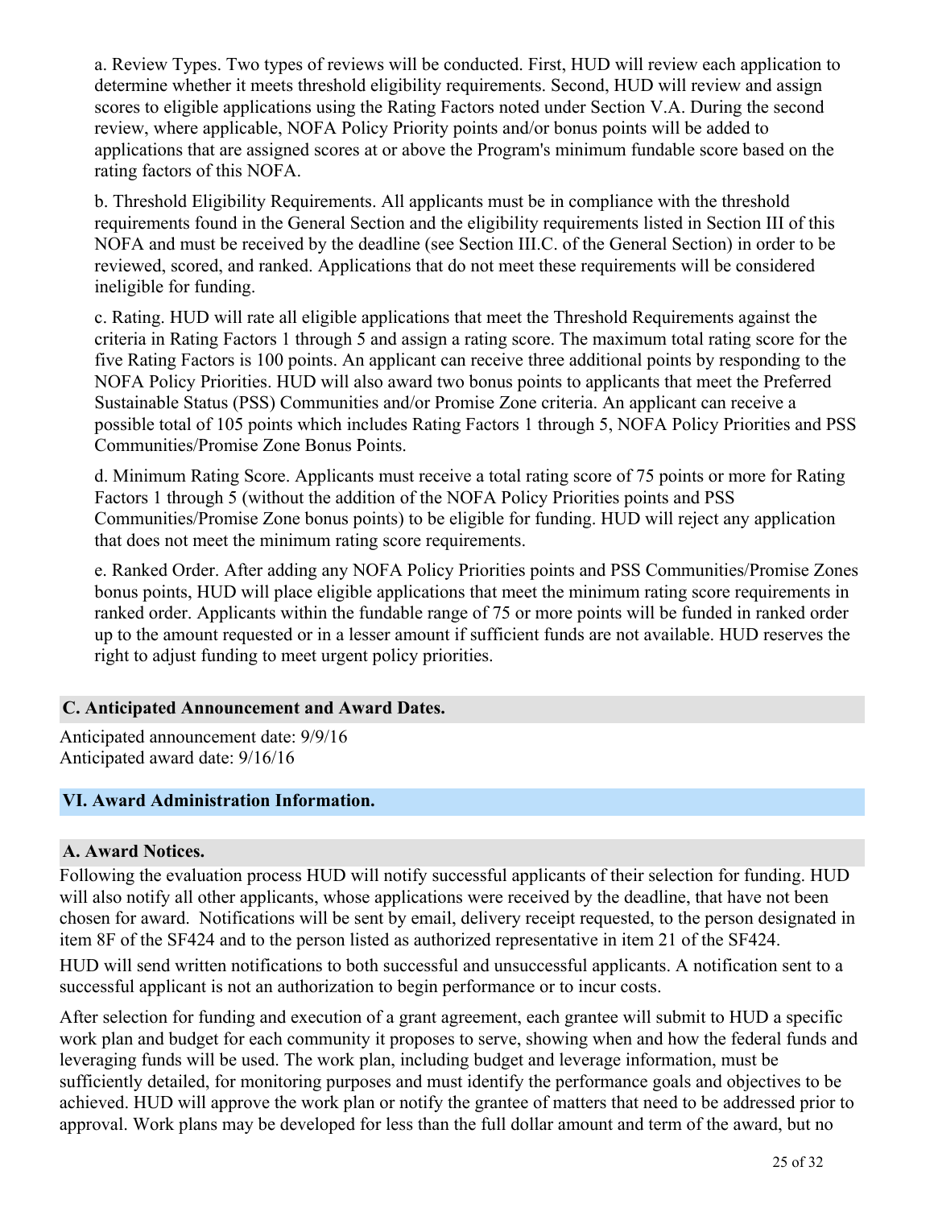a. Review Types. Two types of reviews will be conducted. First, HUD will review each application to determine whether it meets threshold eligibility requirements. Second, HUD will review and assign scores to eligible applications using the Rating Factors noted under Section V.A. During the second review, where applicable, NOFA Policy Priority points and/or bonus points will be added to applications that are assigned scores at or above the Program's minimum fundable score based on the rating factors of this NOFA.

b. Threshold Eligibility Requirements. All applicants must be in compliance with the threshold requirements found in the General Section and the eligibility requirements listed in Section III of this NOFA and must be received by the deadline (see Section III.C. of the General Section) in order to be reviewed, scored, and ranked. Applications that do not meet these requirements will be considered ineligible for funding.

c. Rating. HUD will rate all eligible applications that meet the Threshold Requirements against the criteria in Rating Factors 1 through 5 and assign a rating score. The maximum total rating score for the five Rating Factors is 100 points. An applicant can receive three additional points by responding to the NOFA Policy Priorities. HUD will also award two bonus points to applicants that meet the Preferred Sustainable Status (PSS) Communities and/or Promise Zone criteria. An applicant can receive a possible total of 105 points which includes Rating Factors 1 through 5, NOFA Policy Priorities and PSS Communities/Promise Zone Bonus Points.

d. Minimum Rating Score. Applicants must receive a total rating score of 75 points or more for Rating Factors 1 through 5 (without the addition of the NOFA Policy Priorities points and PSS Communities/Promise Zone bonus points) to be eligible for funding. HUD will reject any application that does not meet the minimum rating score requirements.

e. Ranked Order. After adding any NOFA Policy Priorities points and PSS Communities/Promise Zones bonus points, HUD will place eligible applications that meet the minimum rating score requirements in ranked order. Applicants within the fundable range of 75 or more points will be funded in ranked order up to the amount requested or in a lesser amount if sufficient funds are not available. HUD reserves the right to adjust funding to meet urgent policy priorities.

### C. Anticipated Announcement and Award Dates.

Anticipated announcement date: 9/9/16
Anticipated award date: 9/16/16

## VI. Award Administration Information.

### A. Award Notices.

Following the evaluation process HUD will notify successful applicants of their selection for funding. HUD will also notify all other applicants, whose applications were received by the deadline, that have not been chosen for award. Notifications will be sent by email, delivery receipt requested, to the person designated in item 8F of the SF424 and to the person listed as authorized representative in item 21 of the SF424.

HUD will send written notifications to both successful and unsuccessful applicants. A notification sent to a successful applicant is not an authorization to begin performance or to incur costs.

After selection for funding and execution of a grant agreement, each grantee will submit to HUD a specific work plan and budget for each community it proposes to serve, showing when and how the federal funds and leveraging funds will be used. The work plan, including budget and leverage information, must be sufficiently detailed, for monitoring purposes and must identify the performance goals and objectives to be achieved. HUD will approve the work plan or notify the grantee of matters that need to be addressed prior to approval. Work plans may be developed for less than the full dollar amount and term of the award, but no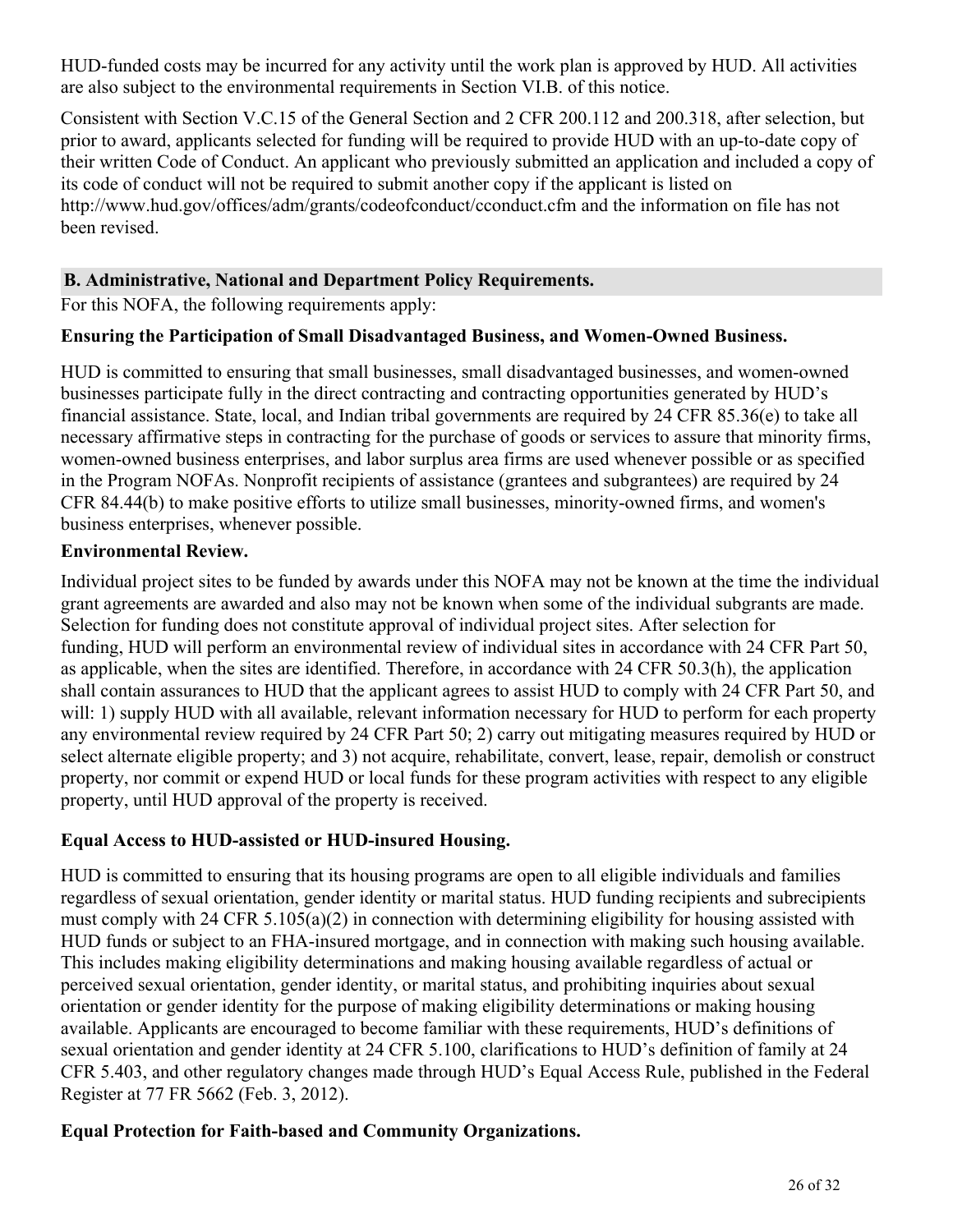HUD-funded costs may be incurred for any activity until the work plan is approved by HUD. All activities are also subject to the environmental requirements in Section VI.B. of this notice.

Consistent with Section V.C.15 of the General Section and 2 CFR 200.112 and 200.318, after selection, but prior to award, applicants selected for funding will be required to provide HUD with an up-to-date copy of their written Code of Conduct. An applicant who previously submitted an application and included a copy of its code of conduct will not be required to submit another copy if the applicant is listed on http://www.hud.gov/offices/adm/grants/codeofconduct/cconduct.cfm and the information on file has not been revised.

## B. Administrative, National and Department Policy Requirements.

For this NOFA, the following requirements apply:

**Ensuring the Participation of Small Disadvantaged Business, and Women-Owned Business.**

HUD is committed to ensuring that small businesses, small disadvantaged businesses, and women-owned businesses participate fully in the direct contracting and contracting opportunities generated by HUD's financial assistance. State, local, and Indian tribal governments are required by 24 CFR 85.36(e) to take all necessary affirmative steps in contracting for the purchase of goods or services to assure that minority firms, women-owned business enterprises, and labor surplus area firms are used whenever possible or as specified in the Program NOFAs. Nonprofit recipients of assistance (grantees and subgrantees) are required by 24 CFR 84.44(b) to make positive efforts to utilize small businesses, minority-owned firms, and women's business enterprises, whenever possible.

**Environmental Review.**

Individual project sites to be funded by awards under this NOFA may not be known at the time the individual grant agreements are awarded and also may not be known when some of the individual subgrants are made. Selection for funding does not constitute approval of individual project sites. After selection for funding, HUD will perform an environmental review of individual sites in accordance with 24 CFR Part 50, as applicable, when the sites are identified. Therefore, in accordance with 24 CFR 50.3(h), the application shall contain assurances to HUD that the applicant agrees to assist HUD to comply with 24 CFR Part 50, and will: 1) supply HUD with all available, relevant information necessary for HUD to perform for each property any environmental review required by 24 CFR Part 50; 2) carry out mitigating measures required by HUD or select alternate eligible property; and 3) not acquire, rehabilitate, convert, lease, repair, demolish or construct property, nor commit or expend HUD or local funds for these program activities with respect to any eligible property, until HUD approval of the property is received.

**Equal Access to HUD-assisted or HUD-insured Housing.**

HUD is committed to ensuring that its housing programs are open to all eligible individuals and families regardless of sexual orientation, gender identity or marital status. HUD funding recipients and subrecipients must comply with 24 CFR 5.105(a)(2) in connection with determining eligibility for housing assisted with HUD funds or subject to an FHA-insured mortgage, and in connection with making such housing available. This includes making eligibility determinations and making housing available regardless of actual or perceived sexual orientation, gender identity, or marital status, and prohibiting inquiries about sexual orientation or gender identity for the purpose of making eligibility determinations or making housing available. Applicants are encouraged to become familiar with these requirements, HUD's definitions of sexual orientation and gender identity at 24 CFR 5.100, clarifications to HUD's definition of family at 24 CFR 5.403, and other regulatory changes made through HUD's Equal Access Rule, published in the Federal Register at 77 FR 5662 (Feb. 3, 2012).

**Equal Protection for Faith-based and Community Organizations.**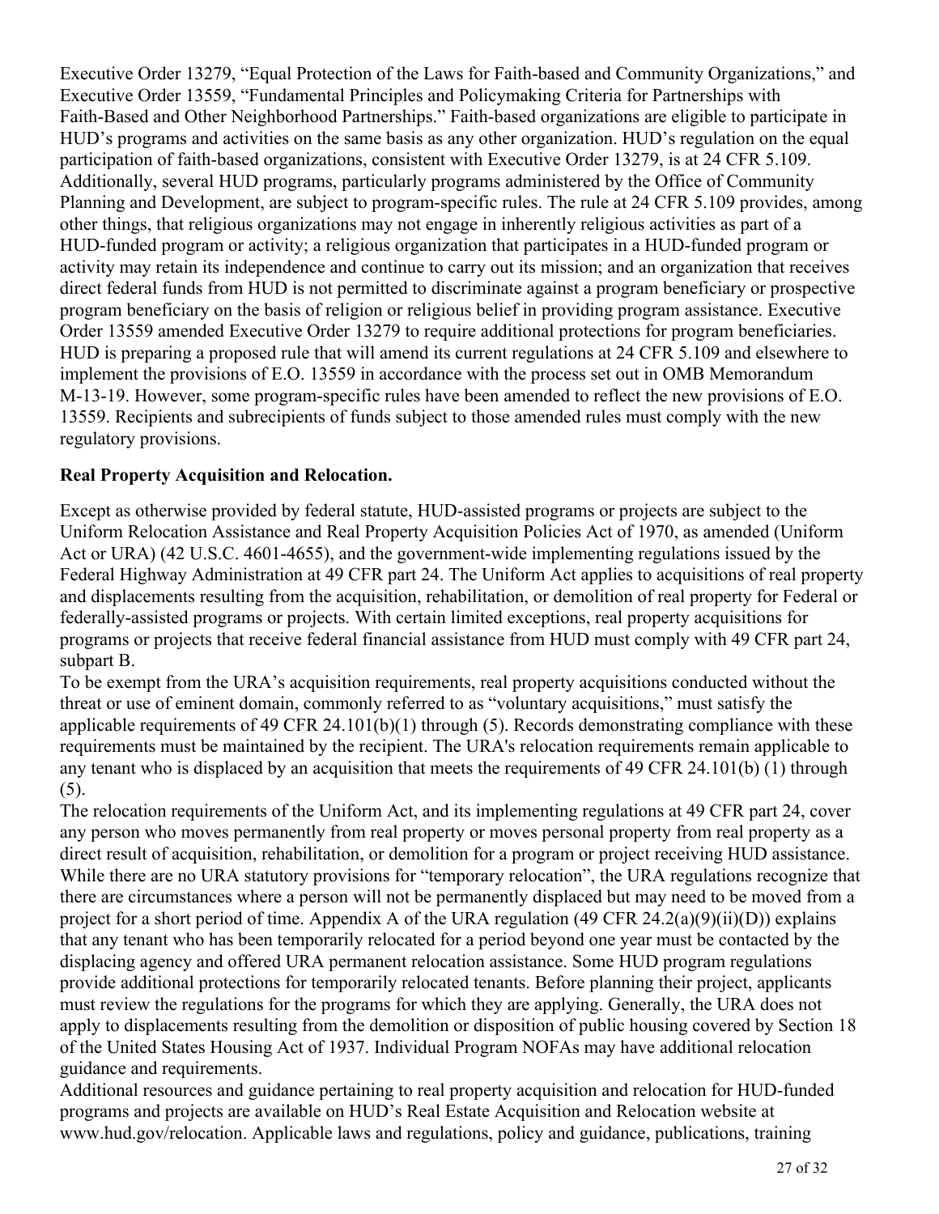Executive Order 13279, "Equal Protection of the Laws for Faith-based and Community Organizations," and Executive Order 13559, "Fundamental Principles and Policymaking Criteria for Partnerships with Faith-Based and Other Neighborhood Partnerships." Faith-based organizations are eligible to participate in HUD's programs and activities on the same basis as any other organization. HUD's regulation on the equal participation of faith-based organizations, consistent with Executive Order 13279, is at 24 CFR 5.109. Additionally, several HUD programs, particularly programs administered by the Office of Community Planning and Development, are subject to program-specific rules. The rule at 24 CFR 5.109 provides, among other things, that religious organizations may not engage in inherently religious activities as part of a HUD-funded program or activity; a religious organization that participates in a HUD-funded program or activity may retain its independence and continue to carry out its mission; and an organization that receives direct federal funds from HUD is not permitted to discriminate against a program beneficiary or prospective program beneficiary on the basis of religion or religious belief in providing program assistance. Executive Order 13559 amended Executive Order 13279 to require additional protections for program beneficiaries. HUD is preparing a proposed rule that will amend its current regulations at 24 CFR 5.109 and elsewhere to implement the provisions of E.O. 13559 in accordance with the process set out in OMB Memorandum M-13-19. However, some program-specific rules have been amended to reflect the new provisions of E.O. 13559. Recipients and subrecipients of funds subject to those amended rules must comply with the new regulatory provisions.

**Real Property Acquisition and Relocation.**

Except as otherwise provided by federal statute, HUD-assisted programs or projects are subject to the Uniform Relocation Assistance and Real Property Acquisition Policies Act of 1970, as amended (Uniform Act or URA) (42 U.S.C. 4601-4655), and the government-wide implementing regulations issued by the Federal Highway Administration at 49 CFR part 24. The Uniform Act applies to acquisitions of real property and displacements resulting from the acquisition, rehabilitation, or demolition of real property for Federal or federally-assisted programs or projects. With certain limited exceptions, real property acquisitions for programs or projects that receive federal financial assistance from HUD must comply with 49 CFR part 24, subpart B.

To be exempt from the URA's acquisition requirements, real property acquisitions conducted without the threat or use of eminent domain, commonly referred to as "voluntary acquisitions," must satisfy the applicable requirements of 49 CFR 24.101(b)(1) through (5). Records demonstrating compliance with these requirements must be maintained by the recipient. The URA's relocation requirements remain applicable to any tenant who is displaced by an acquisition that meets the requirements of 49 CFR 24.101(b) (1) through (5).

The relocation requirements of the Uniform Act, and its implementing regulations at 49 CFR part 24, cover any person who moves permanently from real property or moves personal property from real property as a direct result of acquisition, rehabilitation, or demolition for a program or project receiving HUD assistance. While there are no URA statutory provisions for "temporary relocation", the URA regulations recognize that there are circumstances where a person will not be permanently displaced but may need to be moved from a project for a short period of time. Appendix A of the URA regulation (49 CFR 24.2(a)(9)(ii)(D)) explains that any tenant who has been temporarily relocated for a period beyond one year must be contacted by the displacing agency and offered URA permanent relocation assistance. Some HUD program regulations provide additional protections for temporarily relocated tenants. Before planning their project, applicants must review the regulations for the programs for which they are applying. Generally, the URA does not apply to displacements resulting from the demolition or disposition of public housing covered by Section 18 of the United States Housing Act of 1937. Individual Program NOFAs may have additional relocation guidance and requirements.

Additional resources and guidance pertaining to real property acquisition and relocation for HUD-funded programs and projects are available on HUD's Real Estate Acquisition and Relocation website at www.hud.gov/relocation. Applicable laws and regulations, policy and guidance, publications, training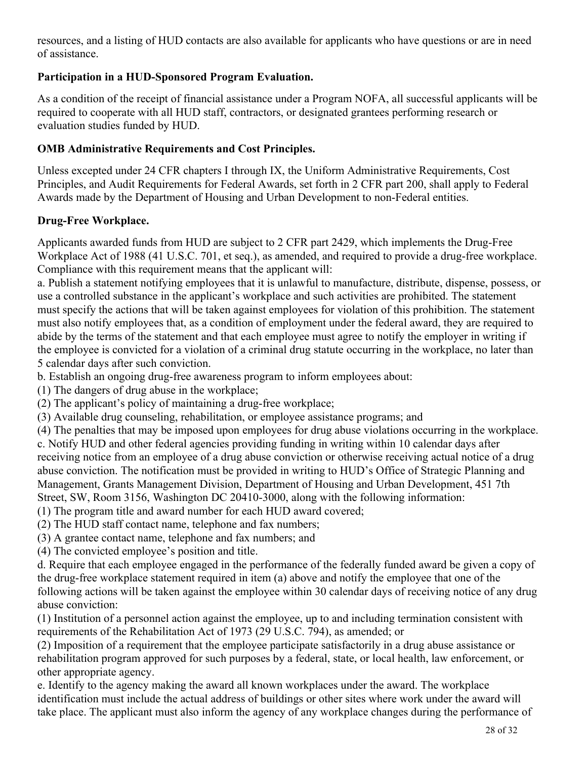resources, and a listing of HUD contacts are also available for applicants who have questions or are in need of assistance.

**Participation in a HUD-Sponsored Program Evaluation.**

As a condition of the receipt of financial assistance under a Program NOFA, all successful applicants will be required to cooperate with all HUD staff, contractors, or designated grantees performing research or evaluation studies funded by HUD.

**OMB Administrative Requirements and Cost Principles.**

Unless excepted under 24 CFR chapters I through IX, the Uniform Administrative Requirements, Cost Principles, and Audit Requirements for Federal Awards, set forth in 2 CFR part 200, shall apply to Federal Awards made by the Department of Housing and Urban Development to non-Federal entities.

**Drug-Free Workplace.**

Applicants awarded funds from HUD are subject to 2 CFR part 2429, which implements the Drug-Free Workplace Act of 1988 (41 U.S.C. 701, et seq.), as amended, and required to provide a drug-free workplace. Compliance with this requirement means that the applicant will:

a. Publish a statement notifying employees that it is unlawful to manufacture, distribute, dispense, possess, or use a controlled substance in the applicant's workplace and such activities are prohibited. The statement must specify the actions that will be taken against employees for violation of this prohibition. The statement must also notify employees that, as a condition of employment under the federal award, they are required to abide by the terms of the statement and that each employee must agree to notify the employer in writing if the employee is convicted for a violation of a criminal drug statute occurring in the workplace, no later than 5 calendar days after such conviction.

b. Establish an ongoing drug-free awareness program to inform employees about:

(1) The dangers of drug abuse in the workplace;

(2) The applicant's policy of maintaining a drug-free workplace;

(3) Available drug counseling, rehabilitation, or employee assistance programs; and

(4) The penalties that may be imposed upon employees for drug abuse violations occurring in the workplace.

c. Notify HUD and other federal agencies providing funding in writing within 10 calendar days after receiving notice from an employee of a drug abuse conviction or otherwise receiving actual notice of a drug abuse conviction. The notification must be provided in writing to HUD's Office of Strategic Planning and Management, Grants Management Division, Department of Housing and Urban Development, 451 7th Street, SW, Room 3156, Washington DC 20410-3000, along with the following information:

(1) The program title and award number for each HUD award covered;

(2) The HUD staff contact name, telephone and fax numbers;

(3) A grantee contact name, telephone and fax numbers; and

(4) The convicted employee's position and title.

d. Require that each employee engaged in the performance of the federally funded award be given a copy of the drug-free workplace statement required in item (a) above and notify the employee that one of the following actions will be taken against the employee within 30 calendar days of receiving notice of any drug abuse conviction:

(1) Institution of a personnel action against the employee, up to and including termination consistent with requirements of the Rehabilitation Act of 1973 (29 U.S.C. 794), as amended; or

(2) Imposition of a requirement that the employee participate satisfactorily in a drug abuse assistance or rehabilitation program approved for such purposes by a federal, state, or local health, law enforcement, or other appropriate agency.

e. Identify to the agency making the award all known workplaces under the award. The workplace identification must include the actual address of buildings or other sites where work under the award will take place. The applicant must also inform the agency of any workplace changes during the performance of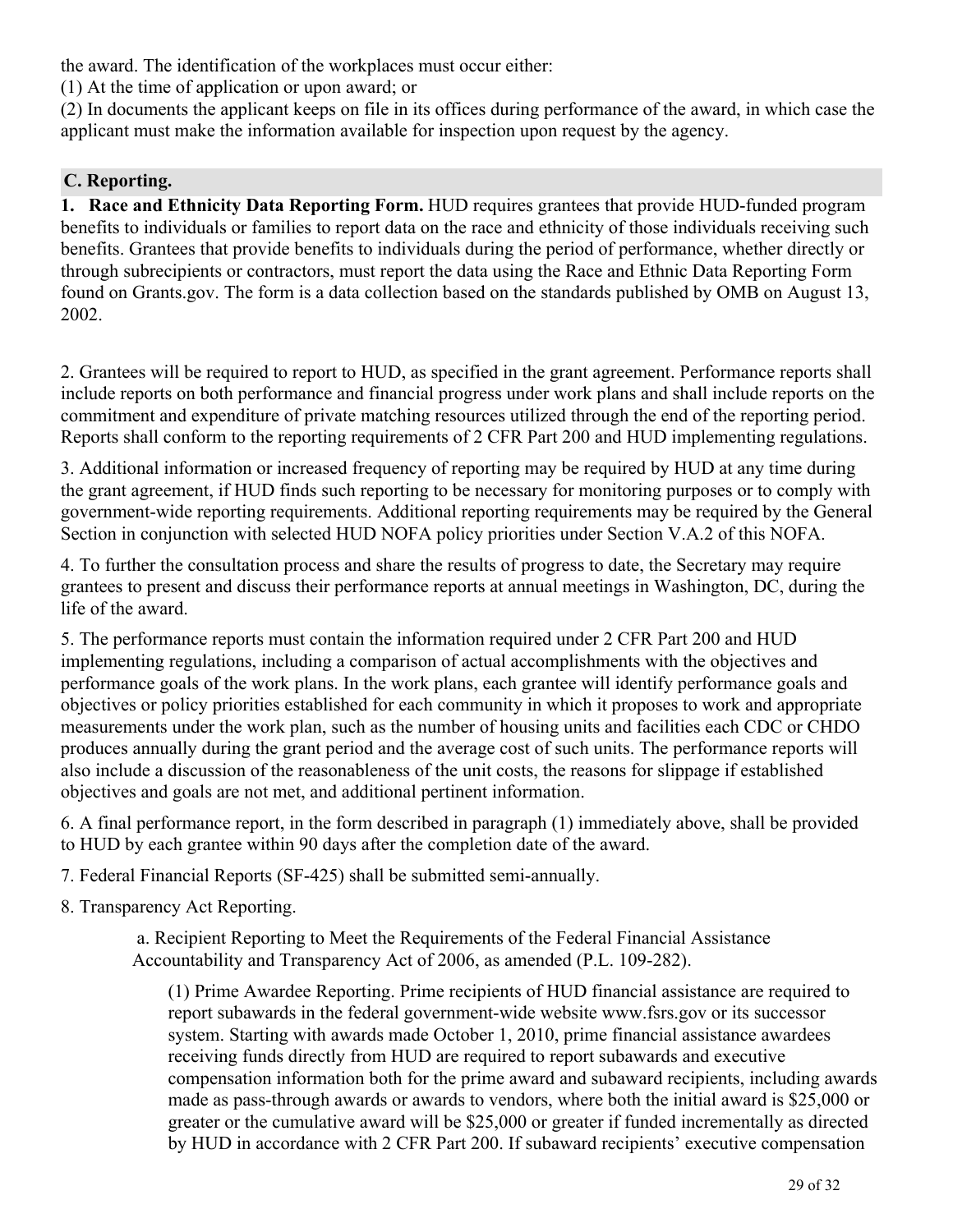the award. The identification of the workplaces must occur either:

(1) At the time of application or upon award; or

(2) In documents the applicant keeps on file in its offices during performance of the award, in which case the applicant must make the information available for inspection upon request by the agency.

### C. Reporting.

1. **Race and Ethnicity Data Reporting Form.** HUD requires grantees that provide HUD-funded program benefits to individuals or families to report data on the race and ethnicity of those individuals receiving such benefits. Grantees that provide benefits to individuals during the period of performance, whether directly or through subrecipients or contractors, must report the data using the Race and Ethnic Data Reporting Form found on Grants.gov. The form is a data collection based on the standards published by OMB on August 13, 2002.

2. Grantees will be required to report to HUD, as specified in the grant agreement. Performance reports shall include reports on both performance and financial progress under work plans and shall include reports on the commitment and expenditure of private matching resources utilized through the end of the reporting period. Reports shall conform to the reporting requirements of 2 CFR Part 200 and HUD implementing regulations.

3. Additional information or increased frequency of reporting may be required by HUD at any time during the grant agreement, if HUD finds such reporting to be necessary for monitoring purposes or to comply with government-wide reporting requirements. Additional reporting requirements may be required by the General Section in conjunction with selected HUD NOFA policy priorities under Section V.A.2 of this NOFA.

4. To further the consultation process and share the results of progress to date, the Secretary may require grantees to present and discuss their performance reports at annual meetings in Washington, DC, during the life of the award.

5. The performance reports must contain the information required under 2 CFR Part 200 and HUD implementing regulations, including a comparison of actual accomplishments with the objectives and performance goals of the work plans. In the work plans, each grantee will identify performance goals and objectives or policy priorities established for each community in which it proposes to work and appropriate measurements under the work plan, such as the number of housing units and facilities each CDC or CHDO produces annually during the grant period and the average cost of such units. The performance reports will also include a discussion of the reasonableness of the unit costs, the reasons for slippage if established objectives and goals are not met, and additional pertinent information.

6. A final performance report, in the form described in paragraph (1) immediately above, shall be provided to HUD by each grantee within 90 days after the completion date of the award.

7. Federal Financial Reports (SF-425) shall be submitted semi-annually.

8. Transparency Act Reporting.

   a. Recipient Reporting to Meet the Requirements of the Federal Financial Assistance Accountability and Transparency Act of 2006, as amended (P.L. 109-282).

   (1) Prime Awardee Reporting. Prime recipients of HUD financial assistance are required to report subawards in the federal government-wide website www.fsrs.gov or its successor system. Starting with awards made October 1, 2010, prime financial assistance awardees receiving funds directly from HUD are required to report subawards and executive compensation information both for the prime award and subaward recipients, including awards made as pass-through awards or awards to vendors, where both the initial award is $25,000 or greater or the cumulative award will be $25,000 or greater if funded incrementally as directed by HUD in accordance with 2 CFR Part 200. If subaward recipients' executive compensation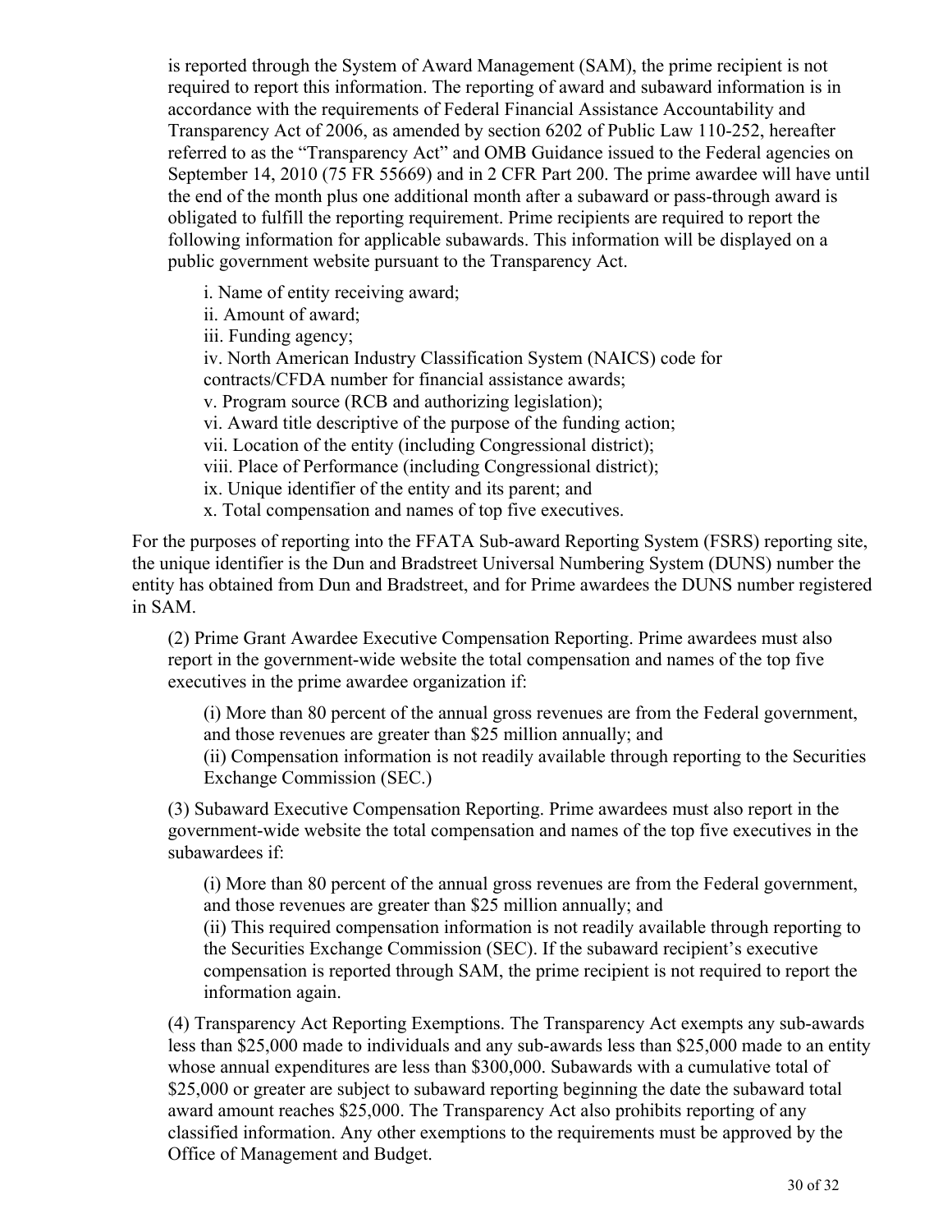is reported through the System of Award Management (SAM), the prime recipient is not required to report this information. The reporting of award and subaward information is in accordance with the requirements of Federal Financial Assistance Accountability and Transparency Act of 2006, as amended by section 6202 of Public Law 110-252, hereafter referred to as the "Transparency Act" and OMB Guidance issued to the Federal agencies on September 14, 2010 (75 FR 55669) and in 2 CFR Part 200. The prime awardee will have until the end of the month plus one additional month after a subaward or pass-through award is obligated to fulfill the reporting requirement. Prime recipients are required to report the following information for applicable subawards. This information will be displayed on a public government website pursuant to the Transparency Act.

i. Name of entity receiving award;
ii. Amount of award;
iii. Funding agency;
iv. North American Industry Classification System (NAICS) code for contracts/CFDA number for financial assistance awards;
v. Program source (RCB and authorizing legislation);
vi. Award title descriptive of the purpose of the funding action;
vii. Location of the entity (including Congressional district);
viii. Place of Performance (including Congressional district);
ix. Unique identifier of the entity and its parent; and
x. Total compensation and names of top five executives.

For the purposes of reporting into the FFATA Sub-award Reporting System (FSRS) reporting site, the unique identifier is the Dun and Bradstreet Universal Numbering System (DUNS) number the entity has obtained from Dun and Bradstreet, and for Prime awardees the DUNS number registered in SAM.

(2) Prime Grant Awardee Executive Compensation Reporting. Prime awardees must also report in the government-wide website the total compensation and names of the top five executives in the prime awardee organization if:

(i) More than 80 percent of the annual gross revenues are from the Federal government, and those revenues are greater than $25 million annually; and
(ii) Compensation information is not readily available through reporting to the Securities Exchange Commission (SEC.)

(3) Subaward Executive Compensation Reporting. Prime awardees must also report in the government-wide website the total compensation and names of the top five executives in the subawardees if:

(i) More than 80 percent of the annual gross revenues are from the Federal government, and those revenues are greater than $25 million annually; and
(ii) This required compensation information is not readily available through reporting to the Securities Exchange Commission (SEC). If the subaward recipient's executive compensation is reported through SAM, the prime recipient is not required to report the information again.

(4) Transparency Act Reporting Exemptions. The Transparency Act exempts any sub-awards less than $25,000 made to individuals and any sub-awards less than $25,000 made to an entity whose annual expenditures are less than $300,000. Subawards with a cumulative total of $25,000 or greater are subject to subaward reporting beginning the date the subaward total award amount reaches $25,000. The Transparency Act also prohibits reporting of any classified information. Any other exemptions to the requirements must be approved by the Office of Management and Budget.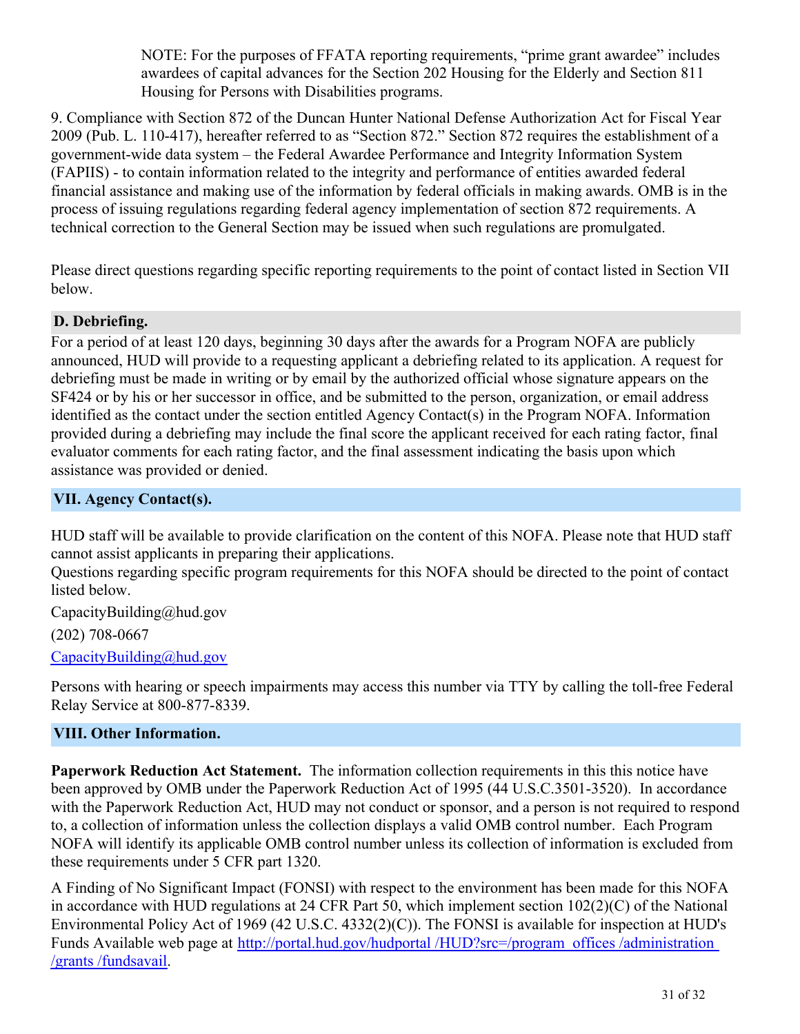NOTE: For the purposes of FFATA reporting requirements, "prime grant awardee" includes awardees of capital advances for the Section 202 Housing for the Elderly and Section 811 Housing for Persons with Disabilities programs.

9. Compliance with Section 872 of the Duncan Hunter National Defense Authorization Act for Fiscal Year 2009 (Pub. L. 110-417), hereafter referred to as "Section 872." Section 872 requires the establishment of a government-wide data system – the Federal Awardee Performance and Integrity Information System (FAPIIS) - to contain information related to the integrity and performance of entities awarded federal financial assistance and making use of the information by federal officials in making awards. OMB is in the process of issuing regulations regarding federal agency implementation of section 872 requirements. A technical correction to the General Section may be issued when such regulations are promulgated.

Please direct questions regarding specific reporting requirements to the point of contact listed in Section VII below.

### D. Debriefing.

For a period of at least 120 days, beginning 30 days after the awards for a Program NOFA are publicly announced, HUD will provide to a requesting applicant a debriefing related to its application. A request for debriefing must be made in writing or by email by the authorized official whose signature appears on the SF424 or by his or her successor in office, and be submitted to the person, organization, or email address identified as the contact under the section entitled Agency Contact(s) in the Program NOFA. Information provided during a debriefing may include the final score the applicant received for each rating factor, final evaluator comments for each rating factor, and the final assessment indicating the basis upon which assistance was provided or denied.

## VII. Agency Contact(s).

HUD staff will be available to provide clarification on the content of this NOFA. Please note that HUD staff cannot assist applicants in preparing their applications.

Questions regarding specific program requirements for this NOFA should be directed to the point of contact listed below.

CapacityBuilding@hud.gov

(202) 708-0667

CapacityBuilding@hud.gov

Persons with hearing or speech impairments may access this number via TTY by calling the toll-free Federal Relay Service at 800-877-8339.

## VIII. Other Information.

**Paperwork Reduction Act Statement.** The information collection requirements in this this notice have been approved by OMB under the Paperwork Reduction Act of 1995 (44 U.S.C.3501-3520). In accordance with the Paperwork Reduction Act, HUD may not conduct or sponsor, and a person is not required to respond to, a collection of information unless the collection displays a valid OMB control number. Each Program NOFA will identify its applicable OMB control number unless its collection of information is excluded from these requirements under 5 CFR part 1320.

A Finding of No Significant Impact (FONSI) with respect to the environment has been made for this NOFA in accordance with HUD regulations at 24 CFR Part 50, which implement section 102(2)(C) of the National Environmental Policy Act of 1969 (42 U.S.C. 4332(2)(C)). The FONSI is available for inspection at HUD's Funds Available web page at http://portal.hud.gov/hudportal /HUD?src=/program_offices /administration /grants /fundsavail.